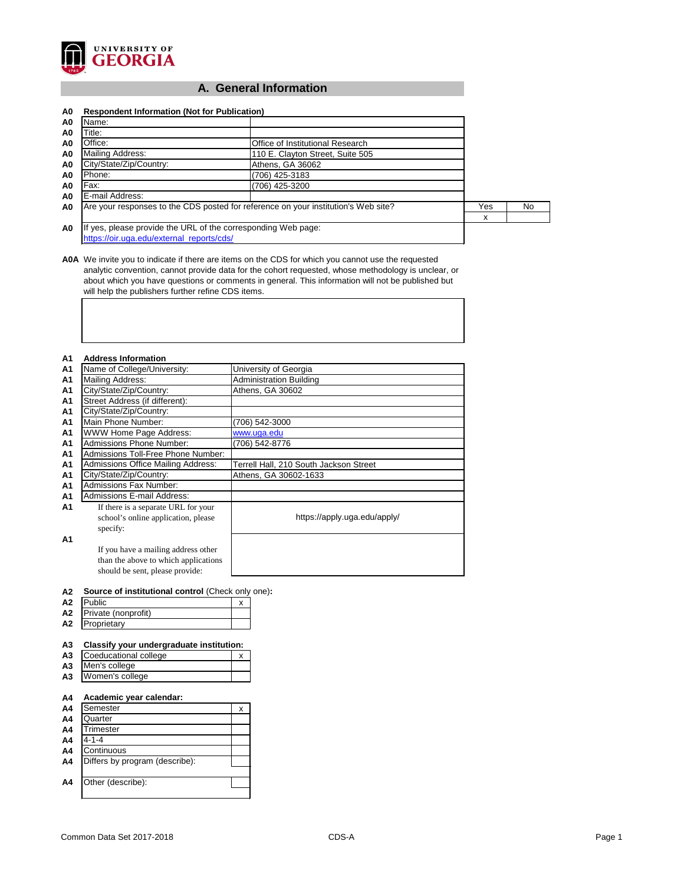UNIVERSITY OF GEORGIA

# A. General Information

| | Respondent Information (Not for Publication) | | | |
|---|---|---|---|---|
| A0 | Name: | | | |
| A0 | Title: | | | |
| A0 | Office: | Office of Institutional Research | | |
| A0 | Mailing Address: | 110 E. Clayton Street, Suite 505 | | |
| A0 | City/State/Zip/Country: | Athens, GA 36062 | | |
| A0 | Phone: | (706) 425-3183 | | |
| A0 | Fax: | (706) 425-3200 | | |
| A0 | E-mail Address: | | | |
| A0 | Are your responses to the CDS posted for reference on your institution's Web site? | | Yes | No |
| | | | x | |
| A0 | If yes, please provide the URL of the corresponding Web page: https://oir.uga.edu/external_reports/cds/ | | | |

**A0A** We invite you to indicate if there are items on the CDS for which you cannot use the requested analytic convention, cannot provide data for the cohort requested, whose methodology is unclear, or about which you have questions or comments in general. This information will not be published but will help the publishers further refine CDS items.

| | Address Information | |
|---|---|---|
| A1 | Name of College/University: | University of Georgia |
| A1 | Mailing Address: | Administration Building |
| A1 | City/State/Zip/Country: | Athens, GA 30602 |
| A1 | Street Address (if different): | |
| A1 | City/State/Zip/Country: | |
| A1 | Main Phone Number: | (706) 542-3000 |
| A1 | WWW Home Page Address: | www.uga.edu |
| A1 | Admissions Phone Number: | (706) 542-8776 |
| A1 | Admissions Toll-Free Phone Number: | |
| A1 | Admissions Office Mailing Address: | Terrell Hall, 210 South Jackson Street |
| A1 | City/State/Zip/Country: | Athens, GA 30602-1633 |
| A1 | Admissions Fax Number: | |
| A1 | Admissions E-mail Address: | |
| A1 | If there is a separate URL for your school's online application, please specify: | https://apply.uga.edu/apply/ |
| A1 | If you have a mailing address other than the above to which applications should be sent, please provide: | |

| | Source of institutional control (Check only one): | |
|---|---|---|
| A2 | Public | x |
| A2 | Private (nonprofit) | |
| A2 | Proprietary | |

| | Classify your undergraduate institution: | |
|---|---|---|
| A3 | Coeducational college | x |
| A3 | Men's college | |
| A3 | Women's college | |

| | Academic year calendar: | |
|---|---|---|
| A4 | Semester | x |
| A4 | Quarter | |
| A4 | Trimester | |
| A4 | 4-1-4 | |
| A4 | Continuous | |
| A4 | Differs by program (describe): | |
| A4 | Other (describe): | |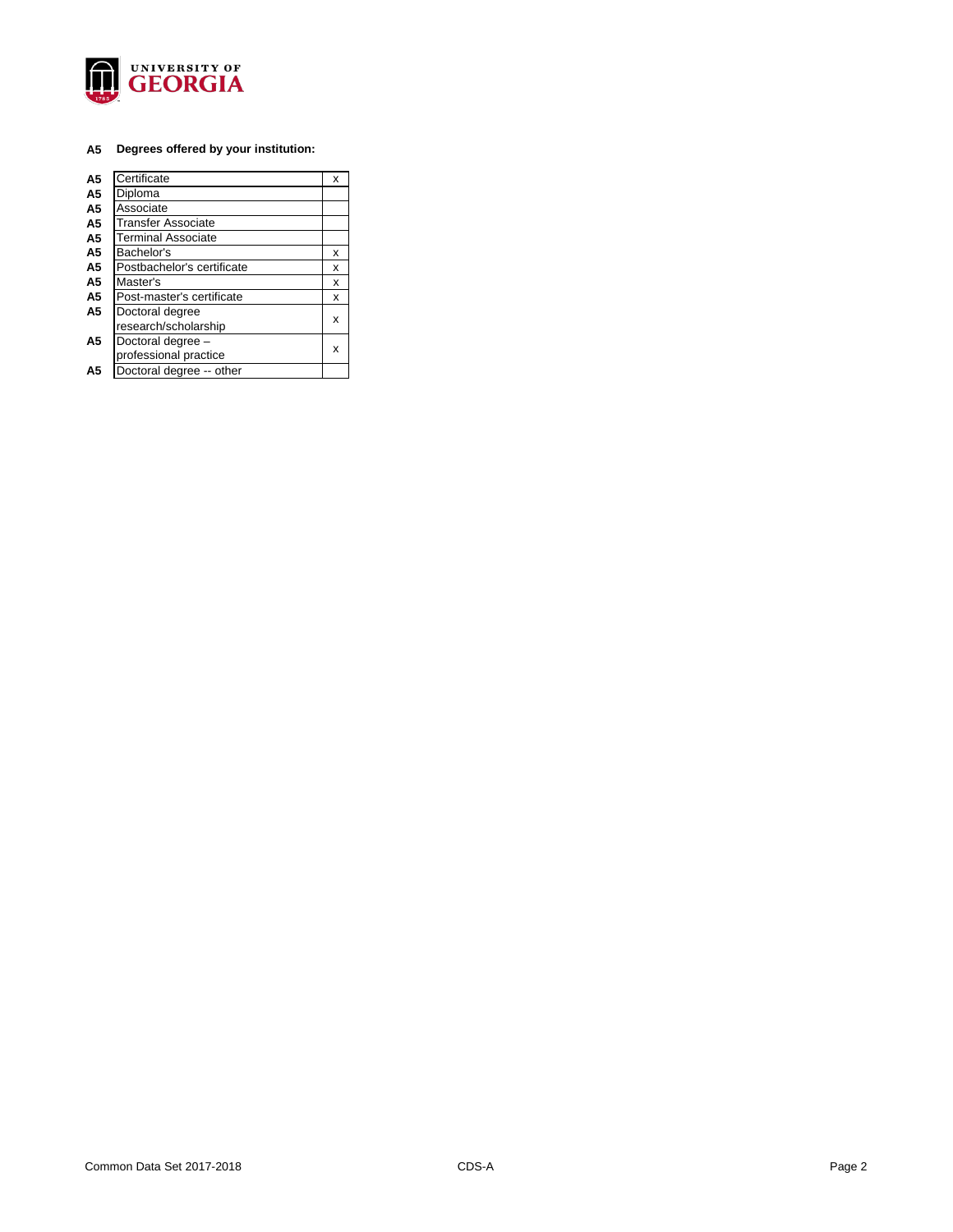**A5 Degrees offered by your institution:**

| | | |
|---|---|---|
| A5 | Certificate | x |
| A5 | Diploma | |
| A5 | Associate | |
| A5 | Transfer Associate | |
| A5 | Terminal Associate | |
| A5 | Bachelor's | x |
| A5 | Postbachelor's certificate | x |
| A5 | Master's | x |
| A5 | Post-master's certificate | x |
| A5 | Doctoral degree research/scholarship | x |
| A5 | Doctoral degree – professional practice | x |
| A5 | Doctoral degree -- other | |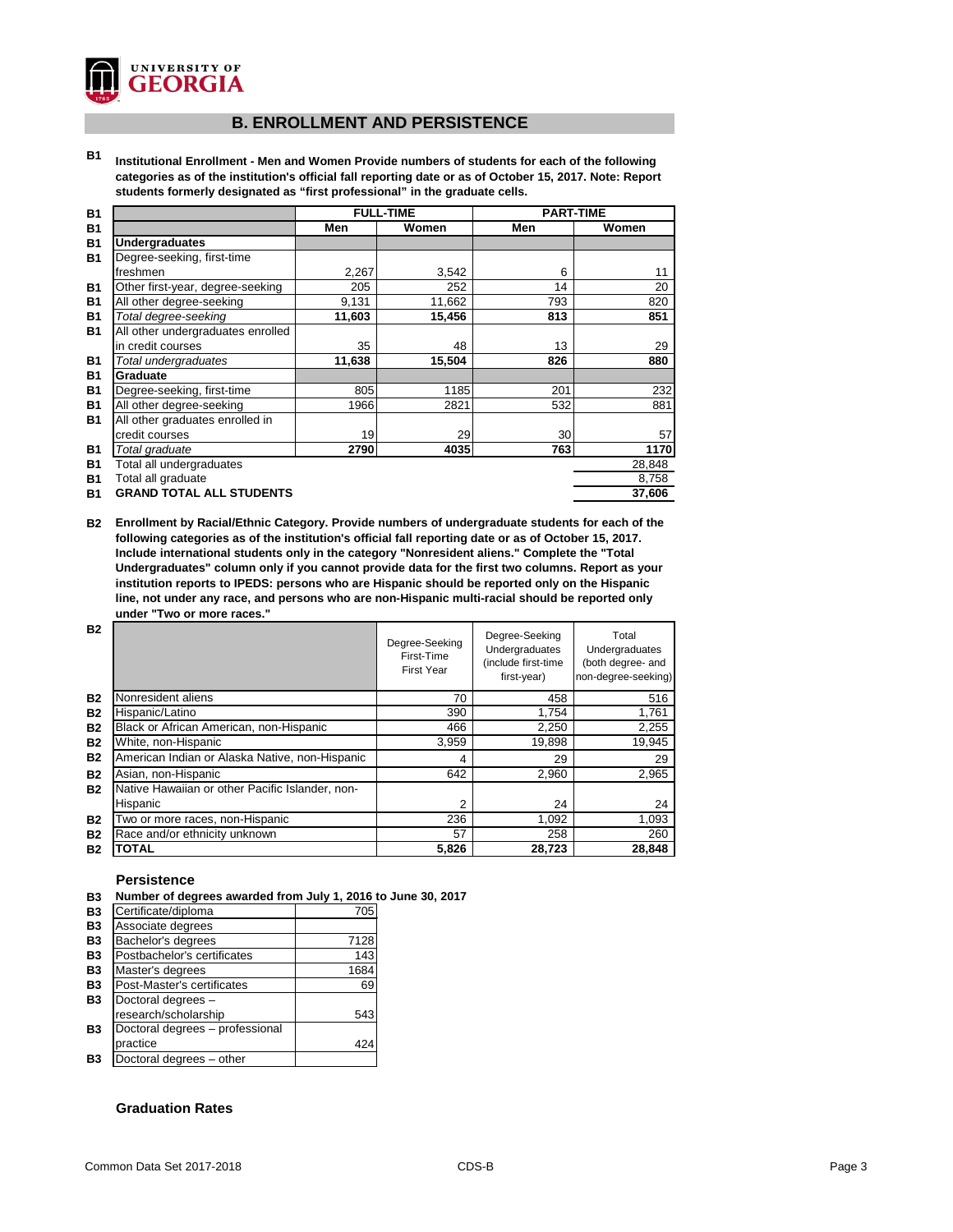UNIVERSITY OF GEORGIA

## B. ENROLLMENT AND PERSISTENCE

**B1** **Institutional Enrollment - Men and Women Provide numbers of students for each of the following categories as of the institution's official fall reporting date or as of October 15, 2017. Note: Report students formerly designated as "first professional" in the graduate cells.**

| | FULL-TIME | | PART-TIME | |
|---|---|---|---|---|
| | Men | Women | Men | Women |
| **Undergraduates** | | | | |
| Degree-seeking, first-time freshmen | 2,267 | 3,542 | 6 | 11 |
| Other first-year, degree-seeking | 205 | 252 | 14 | 20 |
| All other degree-seeking | 9,131 | 11,662 | 793 | 820 |
| *Total degree-seeking* | **11,603** | **15,456** | **813** | **851** |
| All other undergraduates enrolled in credit courses | 35 | 48 | 13 | 29 |
| *Total undergraduates* | **11,638** | **15,504** | **826** | **880** |
| **Graduate** | | | | |
| Degree-seeking, first-time | 805 | 1185 | 201 | 232 |
| All other degree-seeking | 1966 | 2821 | 532 | 881 |
| All other graduates enrolled in credit courses | 19 | 29 | 30 | 57 |
| *Total graduate* | **2790** | **4035** | **763** | **1170** |
| Total all undergraduates | | | | 28,848 |
| Total all graduate | | | | 8,758 |
| **GRAND TOTAL ALL STUDENTS** | | | | **37,606** |

**B2** **Enrollment by Racial/Ethnic Category. Provide numbers of undergraduate students for each of the following categories as of the institution's official fall reporting date or as of October 15, 2017. Include international students only in the category "Nonresident aliens." Complete the "Total Undergraduates" column only if you cannot provide data for the first two columns. Report as your institution reports to IPEDS: persons who are Hispanic should be reported only on the Hispanic line, not under any race, and persons who are non-Hispanic multi-racial should be reported only under "Two or more races."**

| | Degree-Seeking First-Time First Year | Degree-Seeking Undergraduates (include first-time first-year) | Total Undergraduates (both degree- and non-degree-seeking) |
|---|---|---|---|
| Nonresident aliens | 70 | 458 | 516 |
| Hispanic/Latino | 390 | 1,754 | 1,761 |
| Black or African American, non-Hispanic | 466 | 2,250 | 2,255 |
| White, non-Hispanic | 3,959 | 19,898 | 19,945 |
| American Indian or Alaska Native, non-Hispanic | 4 | 29 | 29 |
| Asian, non-Hispanic | 642 | 2,960 | 2,965 |
| Native Hawaiian or other Pacific Islander, non-Hispanic | 2 | 24 | 24 |
| Two or more races, non-Hispanic | 236 | 1,092 | 1,093 |
| Race and/or ethnicity unknown | 57 | 258 | 260 |
| **TOTAL** | **5,826** | **28,723** | **28,848** |

### Persistence

**B3** **Number of degrees awarded from July 1, 2016 to June 30, 2017**

| | |
|---|---|
| Certificate/diploma | 705 |
| Associate degrees | |
| Bachelor's degrees | 7128 |
| Postbachelor's certificates | 143 |
| Master's degrees | 1684 |
| Post-Master's certificates | 69 |
| Doctoral degrees – research/scholarship | 543 |
| Doctoral degrees – professional practice | 424 |
| Doctoral degrees – other | |

### Graduation Rates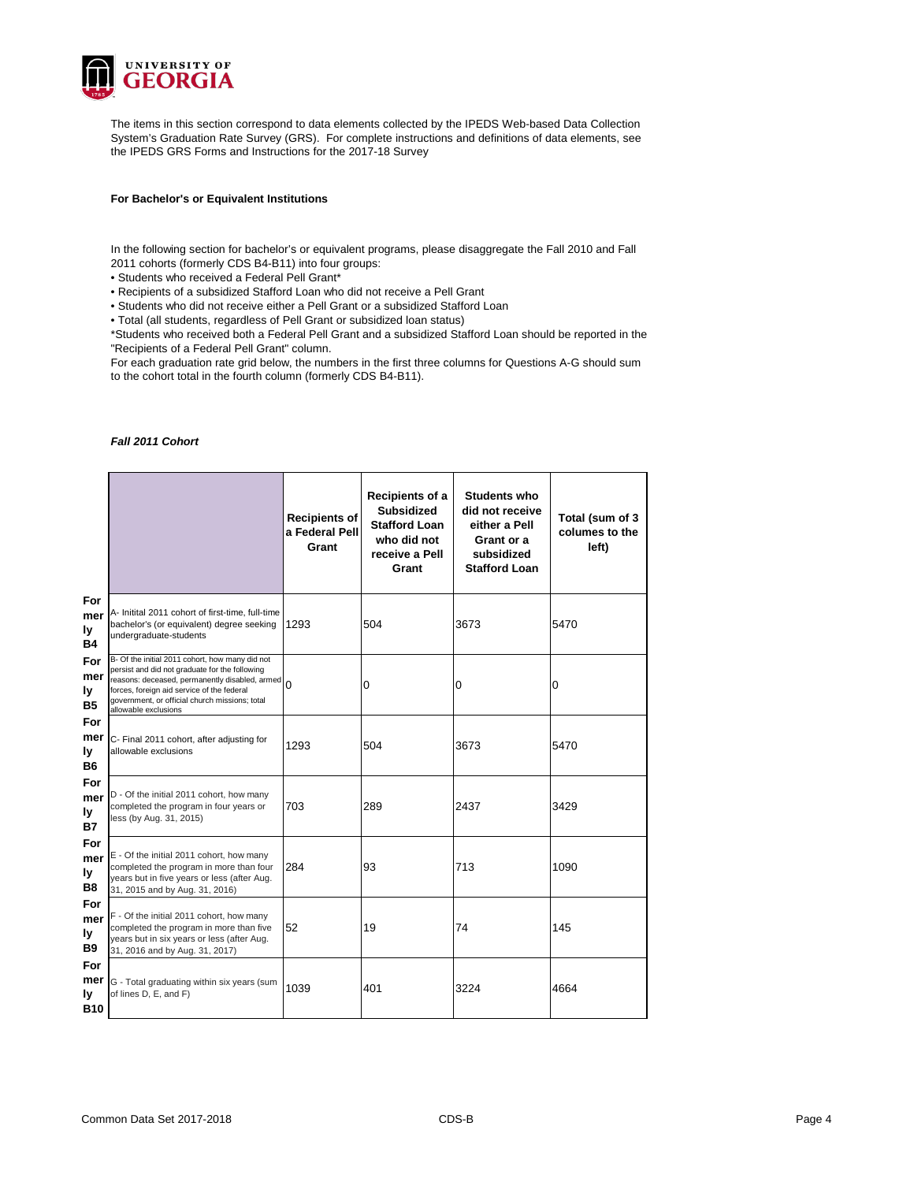The items in this section correspond to data elements collected by the IPEDS Web-based Data Collection System's Graduation Rate Survey (GRS). For complete instructions and definitions of data elements, see the IPEDS GRS Forms and Instructions for the 2017-18 Survey

**For Bachelor's or Equivalent Institutions**

In the following section for bachelor's or equivalent programs, please disaggregate the Fall 2010 and Fall 2011 cohorts (formerly CDS B4-B11) into four groups:

- Students who received a Federal Pell Grant*
- Recipients of a subsidized Stafford Loan who did not receive a Pell Grant
- Students who did not receive either a Pell Grant or a subsidized Stafford Loan
- Total (all students, regardless of Pell Grant or subsidized loan status)

*Students who received both a Federal Pell Grant and a subsidized Stafford Loan should be reported in the "Recipients of a Federal Pell Grant" column.

For each graduation rate grid below, the numbers in the first three columns for Questions A-G should sum to the cohort total in the fourth column (formerly CDS B4-B11).

***Fall 2011 Cohort***

| | | Recipients of a Federal Pell Grant | Recipients of a Subsidized Stafford Loan who did not receive a Pell Grant | Students who did not receive either a Pell Grant or a subsidized Stafford Loan | Total (sum of 3 columes to the left) |
|---|---|---|---|---|---|
| Formerly B4 | A- Initital 2011 cohort of first-time, full-time bachelor's (or equivalent) degree seeking undergraduate-students | 1293 | 504 | 3673 | 5470 |
| Formerly B5 | B- Of the initial 2011 cohort, how many did not persist and did not graduate for the following reasons: deceased, permanently disabled, armed forces, foreign aid service of the federal government, or official church missions; total allowable exclusions | 0 | 0 | 0 | 0 |
| Formerly B6 | C- Final 2011 cohort, after adjusting for allowable exclusions | 1293 | 504 | 3673 | 5470 |
| Formerly B7 | D - Of the initial 2011 cohort, how many completed the program in four years or less (by Aug. 31, 2015) | 703 | 289 | 2437 | 3429 |
| Formerly B8 | E - Of the initial 2011 cohort, how many completed the program in more than four years but in five years or less (after Aug. 31, 2015 and by Aug. 31, 2016) | 284 | 93 | 713 | 1090 |
| Formerly B9 | F - Of the initial 2011 cohort, how many completed the program in more than five years but in six years or less (after Aug. 31, 2016 and by Aug. 31, 2017) | 52 | 19 | 74 | 145 |
| Formerly B10 | G - Total graduating within six years (sum of lines D, E, and F) | 1039 | 401 | 3224 | 4664 |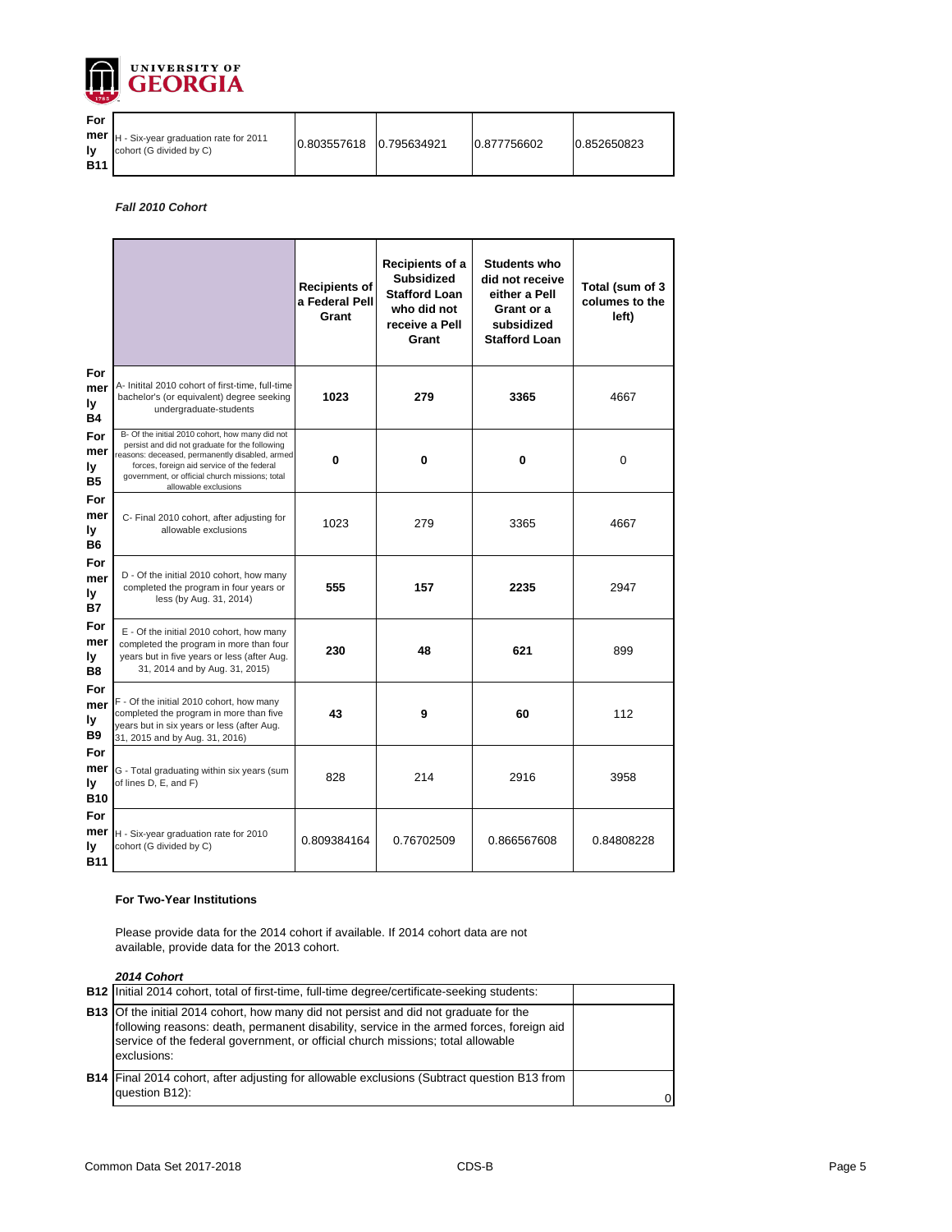| | | | | | |
|---|---|---|---|---|---|
| Formerly B11 | H - Six-year graduation rate for 2011 cohort (G divided by C) | 0.803557618 | 0.795634921 | 0.877756602 | 0.852650823 |

***Fall 2010 Cohort***

| | | Recipients of a Federal Pell Grant | Recipients of a Subsidized Stafford Loan who did not receive a Pell Grant | Students who did not receive either a Pell Grant or a subsidized Stafford Loan | Total (sum of 3 columes to the left) |
|---|---|---|---|---|---|
| Formerly B4 | A- Initital 2010 cohort of first-time, full-time bachelor's (or equivalent) degree seeking undergraduate-students | **1023** | **279** | **3365** | 4667 |
| Formerly B5 | B- Of the initial 2010 cohort, how many did not persist and did not graduate for the following reasons: deceased, permanently disabled, armed forces, foreign aid service of the federal government, or official church missions; total allowable exclusions | **0** | **0** | **0** | 0 |
| Formerly B6 | C- Final 2010 cohort, after adjusting for allowable exclusions | 1023 | 279 | 3365 | 4667 |
| Formerly B7 | D - Of the initial 2010 cohort, how many completed the program in four years or less (by Aug. 31, 2014) | **555** | **157** | **2235** | 2947 |
| Formerly B8 | E - Of the initial 2010 cohort, how many completed the program in more than four years but in five years or less (after Aug. 31, 2014 and by Aug. 31, 2015) | **230** | **48** | **621** | 899 |
| Formerly B9 | F - Of the initial 2010 cohort, how many completed the program in more than five years but in six years or less (after Aug. 31, 2015 and by Aug. 31, 2016) | **43** | **9** | **60** | 112 |
| Formerly B10 | G - Total graduating within six years (sum of lines D, E, and F) | 828 | 214 | 2916 | 3958 |
| Formerly B11 | H - Six-year graduation rate for 2010 cohort (G divided by C) | 0.809384164 | 0.76702509 | 0.866567608 | 0.84808228 |

**For Two-Year Institutions**

Please provide data for the 2014 cohort if available. If 2014 cohort data are not available, provide data for the 2013 cohort.

***2014 Cohort***

| | | |
|---|---|---|
| B12 | Initial 2014 cohort, total of first-time, full-time degree/certificate-seeking students: | |
| B13 | Of the initial 2014 cohort, how many did not persist and did not graduate for the following reasons: death, permanent disability, service in the armed forces, foreign aid service of the federal government, or official church missions; total allowable exclusions: | |
| B14 | Final 2014 cohort, after adjusting for allowable exclusions (Subtract question B13 from question B12): | 0 |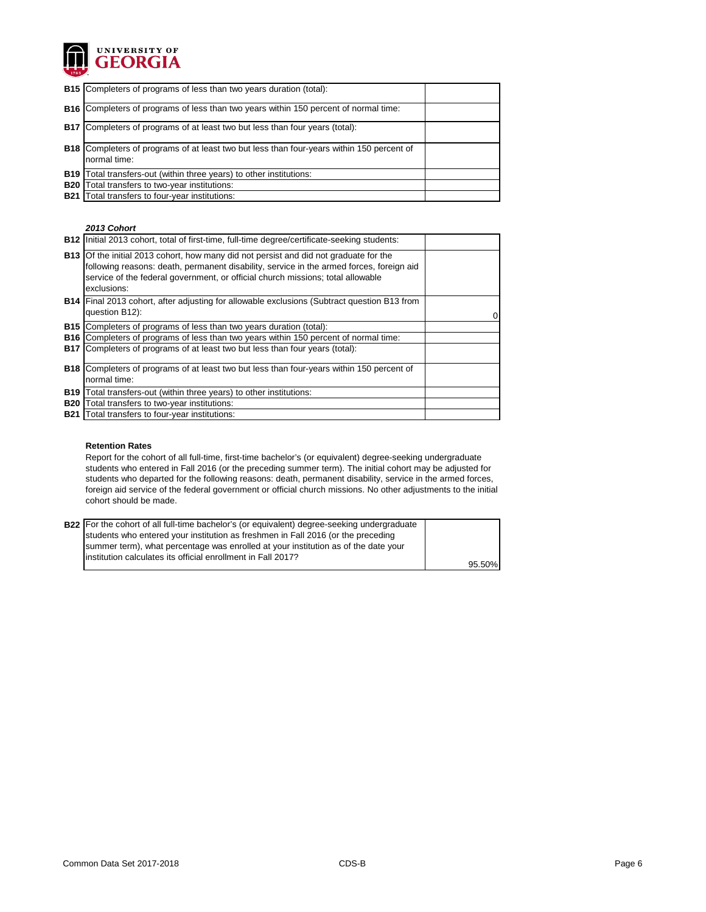| | | |
|---|---|---|
| B15 | Completers of programs of less than two years duration (total): | |
| B16 | Completers of programs of less than two years within 150 percent of normal time: | |
| B17 | Completers of programs of at least two but less than four years (total): | |
| B18 | Completers of programs of at least two but less than four-years within 150 percent of normal time: | |
| B19 | Total transfers-out (within three years) to other institutions: | |
| B20 | Total transfers to two-year institutions: | |
| B21 | Total transfers to four-year institutions: | |

***2013 Cohort***

| | | |
|---|---|---|
| B12 | Initial 2013 cohort, total of first-time, full-time degree/certificate-seeking students: | |
| B13 | Of the initial 2013 cohort, how many did not persist and did not graduate for the following reasons: death, permanent disability, service in the armed forces, foreign aid service of the federal government, or official church missions; total allowable exclusions: | |
| B14 | Final 2013 cohort, after adjusting for allowable exclusions (Subtract question B13 from question B12): | 0 |
| B15 | Completers of programs of less than two years duration (total): | |
| B16 | Completers of programs of less than two years within 150 percent of normal time: | |
| B17 | Completers of programs of at least two but less than four years (total): | |
| B18 | Completers of programs of at least two but less than four-years within 150 percent of normal time: | |
| B19 | Total transfers-out (within three years) to other institutions: | |
| B20 | Total transfers to two-year institutions: | |
| B21 | Total transfers to four-year institutions: | |

**Retention Rates**

Report for the cohort of all full-time, first-time bachelor's (or equivalent) degree-seeking undergraduate students who entered in Fall 2016 (or the preceding summer term). The initial cohort may be adjusted for students who departed for the following reasons: death, permanent disability, service in the armed forces, foreign aid service of the federal government or official church missions. No other adjustments to the initial cohort should be made.

| | | |
|---|---|---|
| B22 | For the cohort of all full-time bachelor's (or equivalent) degree-seeking undergraduate students who entered your institution as freshmen in Fall 2016 (or the preceding summer term), what percentage was enrolled at your institution as of the date your institution calculates its official enrollment in Fall 2017? | 95.50% |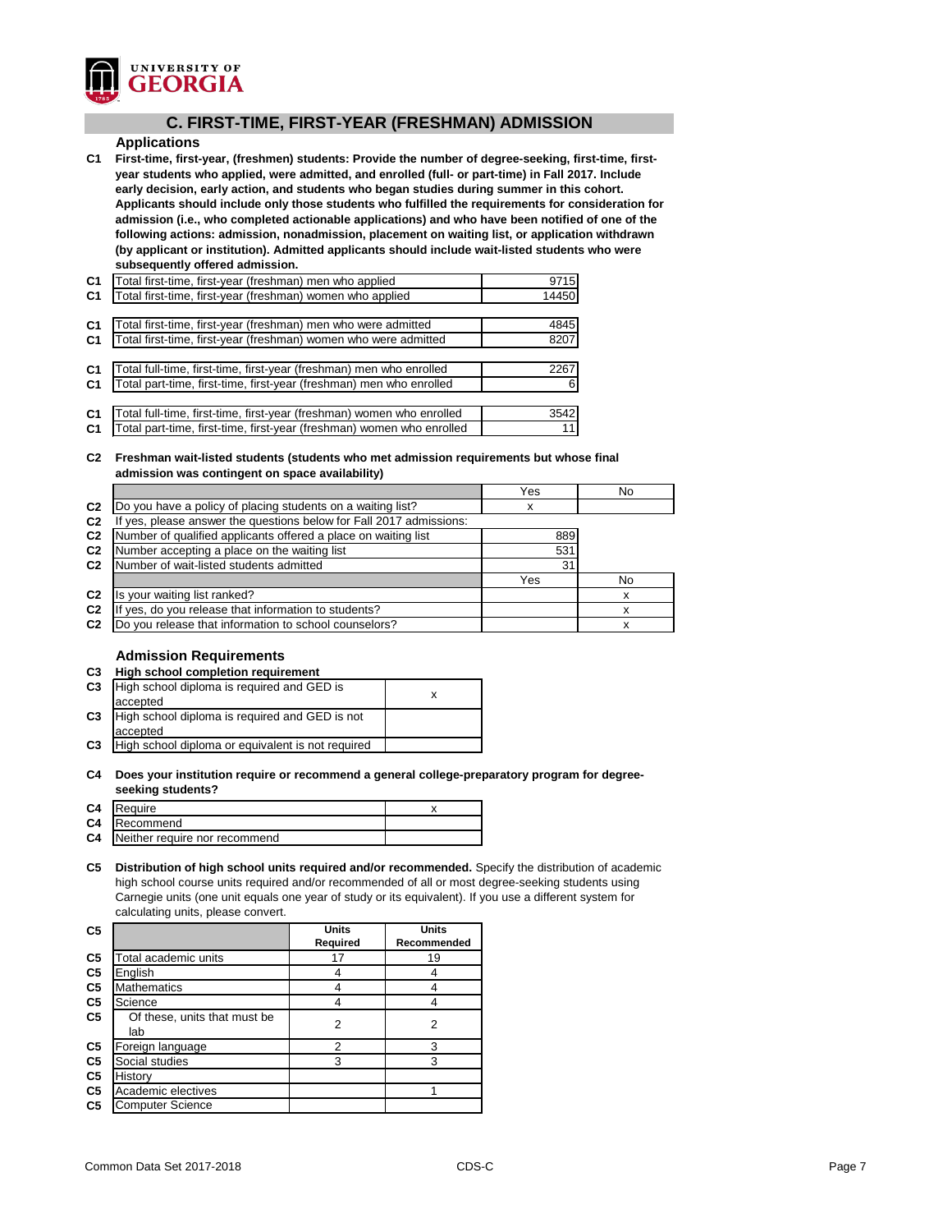## C. FIRST-TIME, FIRST-YEAR (FRESHMAN) ADMISSION

### Applications

**C1 First-time, first-year, (freshmen) students: Provide the number of degree-seeking, first-time, first-year students who applied, were admitted, and enrolled (full- or part-time) in Fall 2017. Include early decision, early action, and students who began studies during summer in this cohort. Applicants should include only those students who fulfilled the requirements for consideration for admission (i.e., who completed actionable applications) and who have been notified of one of the following actions: admission, nonadmission, placement on waiting list, or application withdrawn (by applicant or institution). Admitted applicants should include wait-listed students who were subsequently offered admission.**

| | | |
|---|---|---|
| C1 | Total first-time, first-year (freshman) men who applied | 9715 |
| C1 | Total first-time, first-year (freshman) women who applied | 14450 |
| C1 | Total first-time, first-year (freshman) men who were admitted | 4845 |
| C1 | Total first-time, first-year (freshman) women who were admitted | 8207 |
| C1 | Total full-time, first-time, first-year (freshman) men who enrolled | 2267 |
| C1 | Total part-time, first-time, first-year (freshman) men who enrolled | 6 |
| C1 | Total full-time, first-time, first-year (freshman) women who enrolled | 3542 |
| C1 | Total part-time, first-time, first-year (freshman) women who enrolled | 11 |

**C2 Freshman wait-listed students (students who met admission requirements but whose final admission was contingent on space availability)**

| | | Yes | No |
|---|---|---|---|
| C2 | Do you have a policy of placing students on a waiting list? | x | |
| C2 | If yes, please answer the questions below for Fall 2017 admissions: | | |
| C2 | Number of qualified applicants offered a place on waiting list | 889 | |
| C2 | Number accepting a place on the waiting list | 531 | |
| C2 | Number of wait-listed students admitted | 31 | |
| | | Yes | No |
| C2 | Is your waiting list ranked? | | x |
| C2 | If yes, do you release that information to students? | | x |
| C2 | Do you release that information to school counselors? | | x |

### Admission Requirements

**C3 High school completion requirement**

| | | |
|---|---|---|
| C3 | High school diploma is required and GED is accepted | x |
| C3 | High school diploma is required and GED is not accepted | |
| C3 | High school diploma or equivalent is not required | |

**C4 Does your institution require or recommend a general college-preparatory program for degree-seeking students?**

| | | |
|---|---|---|
| C4 | Require | x |
| C4 | Recommend | |
| C4 | Neither require nor recommend | |

**C5 Distribution of high school units required and/or recommended.** Specify the distribution of academic high school course units required and/or recommended of all or most degree-seeking students using Carnegie units (one unit equals one year of study or its equivalent). If you use a different system for calculating units, please convert.

| | | Units Required | Units Recommended |
|---|---|---|---|
| C5 | Total academic units | 17 | 19 |
| C5 | English | 4 | 4 |
| C5 | Mathematics | 4 | 4 |
| C5 | Science | 4 | 4 |
| C5 | Of these, units that must be lab | 2 | 2 |
| C5 | Foreign language | 2 | 3 |
| C5 | Social studies | 3 | 3 |
| C5 | History | | |
| C5 | Academic electives | | 1 |
| C5 | Computer Science | | |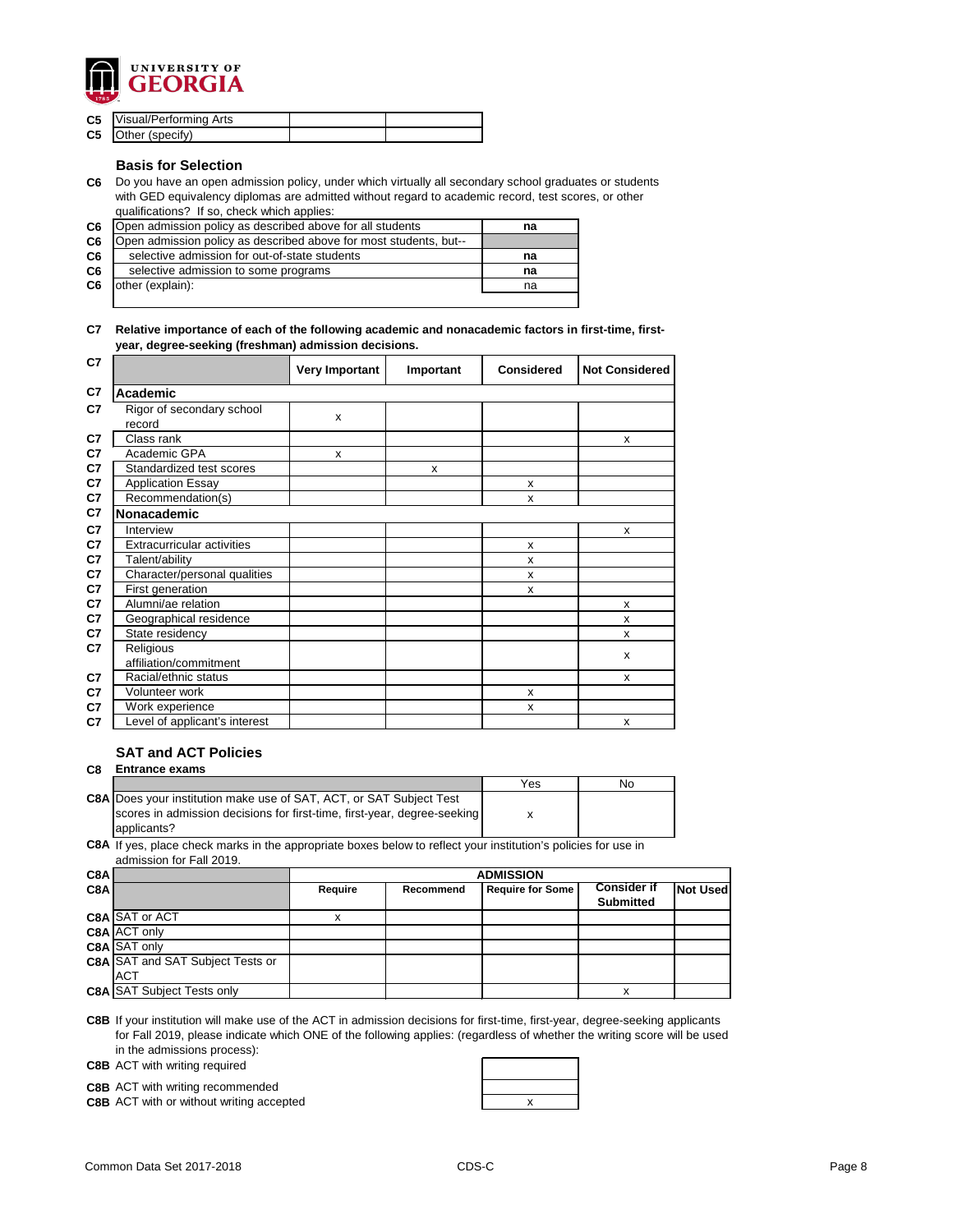| | | | |
|---|---|---|---|
| C5 | Visual/Performing Arts | | |
| C5 | Other (specify) | | |

### Basis for Selection

**C6** Do you have an open admission policy, under which virtually all secondary school graduates or students with GED equivalency diplomas are admitted without regard to academic record, test scores, or other qualifications? If so, check which applies:

| | | |
|---|---|---|
| C6 | Open admission policy as described above for all students | na |
| C6 | Open admission policy as described above for most students, but-- | |
| C6 | selective admission for out-of-state students | na |
| C6 | selective admission to some programs | na |
| C6 | other (explain): | na |

**C7 Relative importance of each of the following academic and nonacademic factors in first-time, first-year, degree-seeking (freshman) admission decisions.**

| C7 | | Very Important | Important | Considered | Not Considered |
|---|---|---|---|---|---|
| C7 | **Academic** | | | | |
| C7 | Rigor of secondary school record | x | | | |
| C7 | Class rank | | | | x |
| C7 | Academic GPA | x | | | |
| C7 | Standardized test scores | | x | | |
| C7 | Application Essay | | | x | |
| C7 | Recommendation(s) | | | x | |
| C7 | **Nonacademic** | | | | |
| C7 | Interview | | | | x |
| C7 | Extracurricular activities | | | x | |
| C7 | Talent/ability | | | x | |
| C7 | Character/personal qualities | | | x | |
| C7 | First generation | | | x | |
| C7 | Alumni/ae relation | | | | x |
| C7 | Geographical residence | | | | x |
| C7 | State residency | | | | x |
| C7 | Religious affiliation/commitment | | | | x |
| C7 | Racial/ethnic status | | | | x |
| C7 | Volunteer work | | | x | |
| C7 | Work experience | | | x | |
| C7 | Level of applicant's interest | | | | x |

### SAT and ACT Policies

**C8 Entrance exams**

| | | Yes | No |
|---|---|---|---|
| C8A | Does your institution make use of SAT, ACT, or SAT Subject Test scores in admission decisions for first-time, first-year, degree-seeking applicants? | x | |

**C8A** If yes, place check marks in the appropriate boxes below to reflect your institution's policies for use in admission for Fall 2019.

| C8A | | ADMISSION | | | | |
|---|---|---|---|---|---|---|
| C8A | | Require | Recommend | Require for Some | Consider if Submitted | Not Used |
| C8A | SAT or ACT | x | | | | |
| C8A | ACT only | | | | | |
| C8A | SAT only | | | | | |
| C8A | SAT and SAT Subject Tests or ACT | | | | | |
| C8A | SAT Subject Tests only | | | | x | |

**C8B** If your institution will make use of the ACT in admission decisions for first-time, first-year, degree-seeking applicants for Fall 2019, please indicate which ONE of the following applies: (regardless of whether the writing score will be used in the admissions process):

| | | |
|---|---|---|
| C8B | ACT with writing required | |
| C8B | ACT with writing recommended | |
| C8B | ACT with or without writing accepted | x |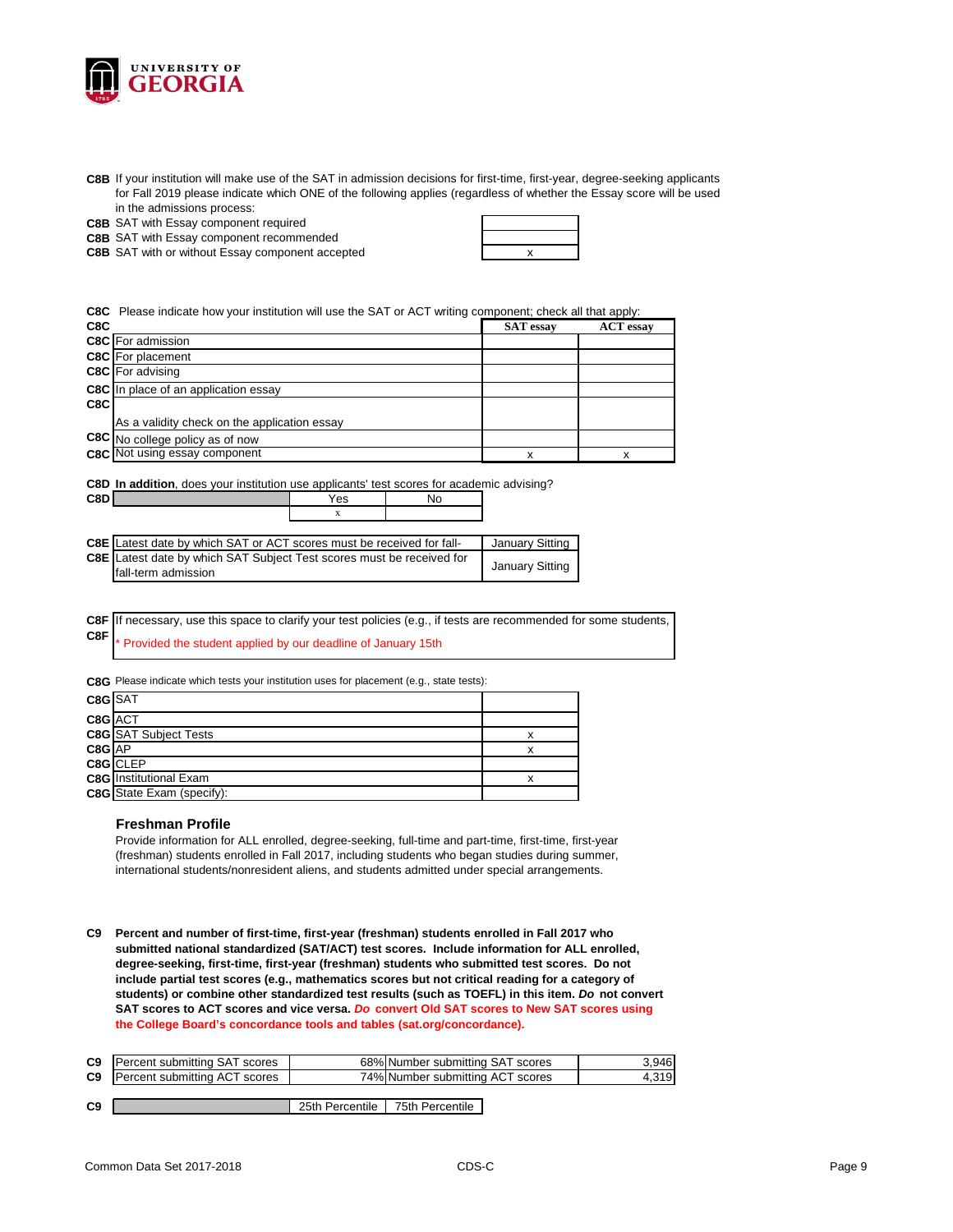**C8B** If your institution will make use of the SAT in admission decisions for first-time, first-year, degree-seeking applicants for Fall 2019 please indicate which ONE of the following applies (regardless of whether the Essay score will be used in the admissions process:

| | | |
|---|---|---|
| C8B | SAT with Essay component required | |
| C8B | SAT with Essay component recommended | |
| C8B | SAT with or without Essay component accepted | x |

**C8C** Please indicate how your institution will use the SAT or ACT writing component; check all that apply:

| C8C | | SAT essay | ACT essay |
|---|---|---|---|
| C8C | For admission | | |
| C8C | For placement | | |
| C8C | For advising | | |
| C8C | In place of an application essay | | |
| C8C | As a validity check on the application essay | | |
| C8C | No college policy as of now | | |
| C8C | Not using essay component | x | x |

**C8D** **In addition**, does your institution use applicants' test scores for academic advising?

| C8D | Yes | No |
|---|---|---|
| | x | |

| | | |
|---|---|---|
| C8E | Latest date by which SAT or ACT scores must be received for fall-term admission | January Sitting |
| C8E | Latest date by which SAT Subject Test scores must be received for fall-term admission | January Sitting |

**C8F** If necessary, use this space to clarify your test policies (e.g., if tests are recommended for some students,

**C8F** * Provided the student applied by our deadline of January 15th

**C8G** Please indicate which tests your institution uses for placement (e.g., state tests):

| | | |
|---|---|---|
| C8G | SAT | |
| C8G | ACT | |
| C8G | SAT Subject Tests | x |
| C8G | AP | x |
| C8G | CLEP | |
| C8G | Institutional Exam | x |
| C8G | State Exam (specify): | |

### Freshman Profile

Provide information for ALL enrolled, degree-seeking, full-time and part-time, first-time, first-year (freshman) students enrolled in Fall 2017, including students who began studies during summer, international students/nonresident aliens, and students admitted under special arrangements.

**C9** **Percent and number of first-time, first-year (freshman) students enrolled in Fall 2017 who submitted national standardized (SAT/ACT) test scores. Include information for ALL enrolled, degree-seeking, first-time, first-year (freshman) students who submitted test scores. Do not include partial test scores (e.g., mathematics scores but not critical reading for a category of students) or combine other standardized test results (such as TOEFL) in this item. *Do* not convert SAT scores to ACT scores and vice versa. *Do* convert Old SAT scores to New SAT scores using the College Board's concordance tools and tables (sat.org/concordance).**

| | | | | |
|---|---|---|---|---|
| C9 | Percent submitting SAT scores | 68% | Number submitting SAT scores | 3,946 |
| C9 | Percent submitting ACT scores | 74% | Number submitting ACT scores | 4,319 |

| C9 | | 25th Percentile | 75th Percentile |
|---|---|---|---|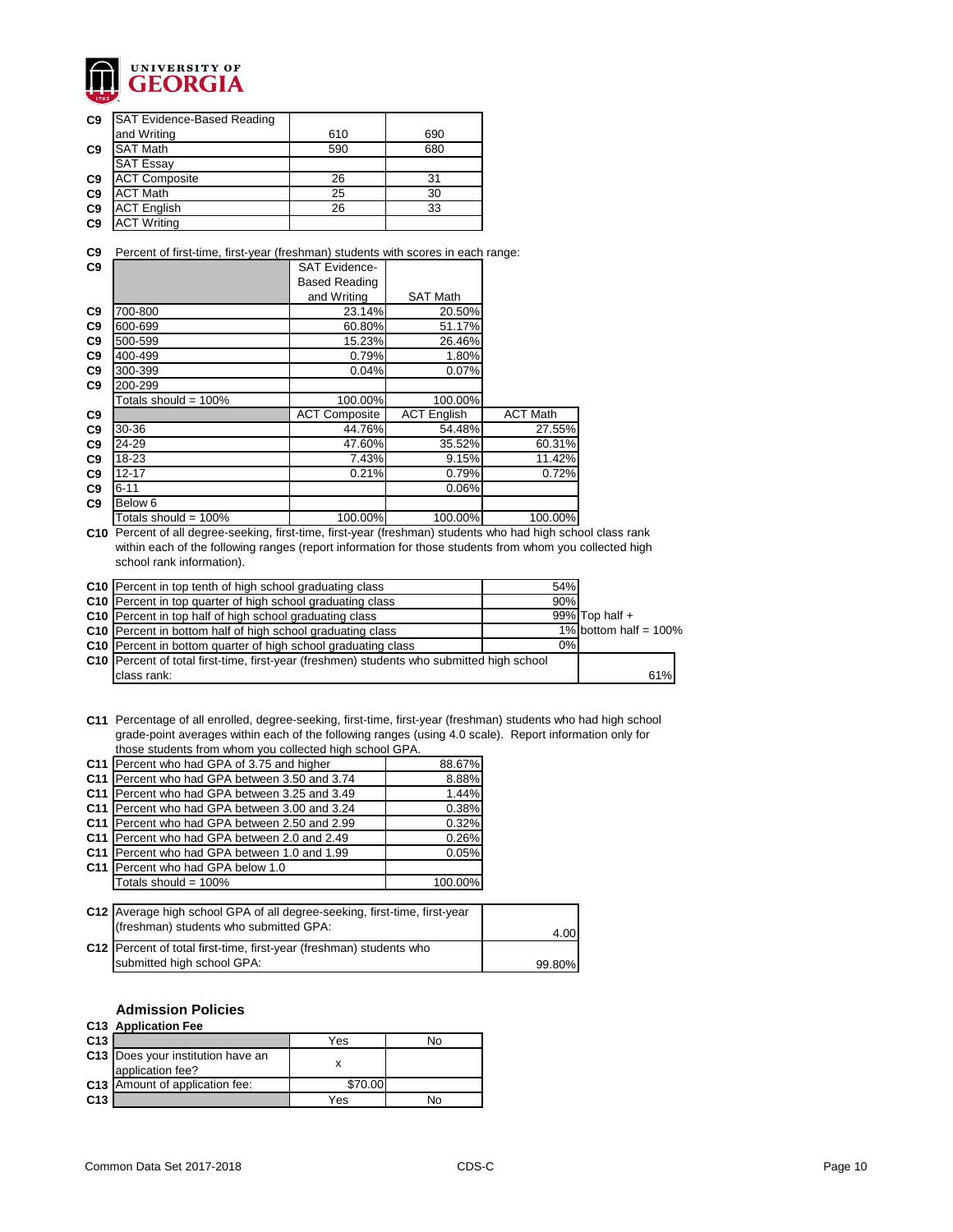UNIVERSITY OF GEORGIA

| | | | |
|---|---|---|---|
| C9 | SAT Evidence-Based Reading and Writing | 610 | 690 |
| C9 | SAT Math | 590 | 680 |
| | SAT Essay | | |
| C9 | ACT Composite | 26 | 31 |
| C9 | ACT Math | 25 | 30 |
| C9 | ACT English | 26 | 33 |
| C9 | ACT Writing | | |

C9 Percent of first-time, first-year (freshman) students with scores in each range:

| | | SAT Evidence-Based Reading and Writing | SAT Math |
|---|---|---|---|
| C9 | 700-800 | 23.14% | 20.50% |
| C9 | 600-699 | 60.80% | 51.17% |
| C9 | 500-599 | 15.23% | 26.46% |
| C9 | 400-499 | 0.79% | 1.80% |
| C9 | 300-399 | 0.04% | 0.07% |
| C9 | 200-299 | | |
| | Totals should = 100% | 100.00% | 100.00% |

| | | ACT Composite | ACT English | ACT Math |
|---|---|---|---|---|
| C9 | 30-36 | 44.76% | 54.48% | 27.55% |
| C9 | 24-29 | 47.60% | 35.52% | 60.31% |
| C9 | 18-23 | 7.43% | 9.15% | 11.42% |
| C9 | 12-17 | 0.21% | 0.79% | 0.72% |
| C9 | 6-11 | | 0.06% | |
| C9 | Below 6 | | | |
| | Totals should = 100% | 100.00% | 100.00% | 100.00% |

C10 Percent of all degree-seeking, first-time, first-year (freshman) students who had high school class rank within each of the following ranges (report information for those students from whom you collected high school rank information).

| | | | |
|---|---|---|---|
| C10 | Percent in top tenth of high school graduating class | 54% | |
| C10 | Percent in top quarter of high school graduating class | 90% | |
| C10 | Percent in top half of high school graduating class | 99% | Top half + |
| C10 | Percent in bottom half of high school graduating class | 1% | bottom half = 100% |
| C10 | Percent in bottom quarter of high school graduating class | 0% | |
| C10 | Percent of total first-time, first-year (freshmen) students who submitted high school class rank: | | 61% |

C11 Percentage of all enrolled, degree-seeking, first-time, first-year (freshman) students who had high school grade-point averages within each of the following ranges (using 4.0 scale). Report information only for those students from whom you collected high school GPA.

| | | |
|---|---|---|
| C11 | Percent who had GPA of 3.75 and higher | 88.67% |
| C11 | Percent who had GPA between 3.50 and 3.74 | 8.88% |
| C11 | Percent who had GPA between 3.25 and 3.49 | 1.44% |
| C11 | Percent who had GPA between 3.00 and 3.24 | 0.38% |
| C11 | Percent who had GPA between 2.50 and 2.99 | 0.32% |
| C11 | Percent who had GPA between 2.0 and 2.49 | 0.26% |
| C11 | Percent who had GPA between 1.0 and 1.99 | 0.05% |
| C11 | Percent who had GPA below 1.0 | |
| | Totals should = 100% | 100.00% |

| | | |
|---|---|---|
| C12 | Average high school GPA of all degree-seeking, first-time, first-year (freshman) students who submitted GPA: | 4.00 |
| C12 | Percent of total first-time, first-year (freshman) students who submitted high school GPA: | 99.80% |

## Admission Policies

### C13 Application Fee

| | | Yes | No |
|---|---|---|---|
| C13 | Does your institution have an application fee? | x | |
| C13 | Amount of application fee: | $70.00 | |
| C13 | | Yes | No |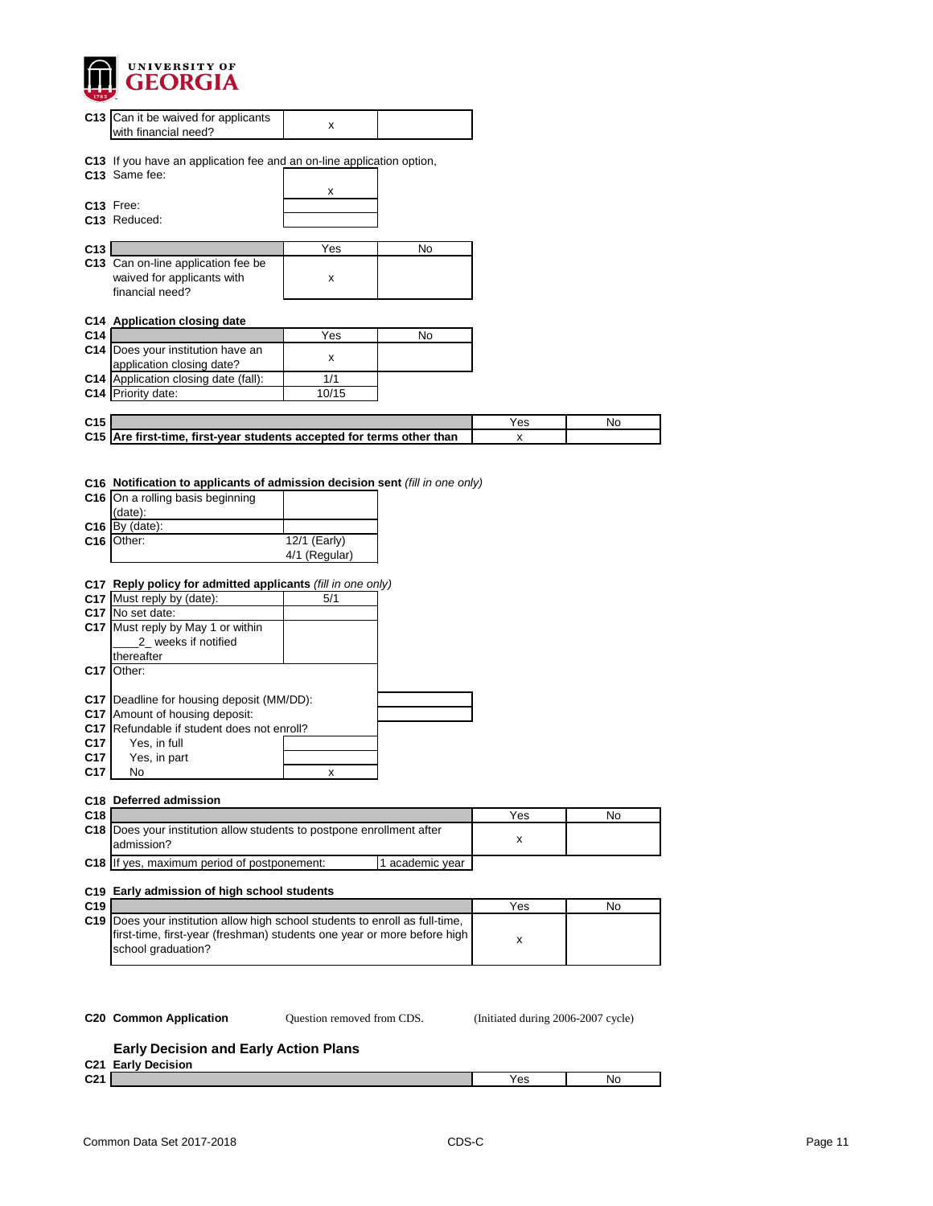| | | | |
|---|---|---|---|
| C13 | Can it be waived for applicants with financial need? | x | |

C13 If you have an application fee and an on-line application option,

| | | |
|---|---|---|
| C13 | Same fee: | x |
| C13 | Free: | |
| C13 | Reduced: | |

| | | Yes | No |
|---|---|---|---|
| C13 | Can on-line application fee be waived for applicants with financial need? | x | |

**C14 Application closing date**

| | | Yes | No |
|---|---|---|---|
| C14 | Does your institution have an application closing date? | x | |
| C14 | Application closing date (fall): | 1/1 | |
| C14 | Priority date: | 10/15 | |

| | | Yes | No |
|---|---|---|---|
| C15 | **Are first-time, first-year students accepted for terms other than** | x | |

**C16 Notification to applicants of admission decision sent** *(fill in one only)*

| | | |
|---|---|---|
| C16 | On a rolling basis beginning (date): | |
| C16 | By (date): | |
| C16 | Other: | 12/1 (Early) 4/1 (Regular) |

**C17 Reply policy for admitted applicants** *(fill in one only)*

| | | |
|---|---|---|
| C17 | Must reply by (date): | 5/1 |
| C17 | No set date: | |
| C17 | Must reply by May 1 or within \_\_\_\_2\_ weeks if notified thereafter | |
| C17 | Other: | |

| | | |
|---|---|---|
| C17 | Deadline for housing deposit (MM/DD): | |
| C17 | Amount of housing deposit: | |
| C17 | Refundable if student does not enroll? | |
| C17 | Yes, in full | |
| C17 | Yes, in part | |
| C17 | No | x |

**C18 Deferred admission**

| | | Yes | No |
|---|---|---|---|
| C18 | Does your institution allow students to postpone enrollment after admission? | x | |
| C18 | If yes, maximum period of postponement: | 1 academic year | |

**C19 Early admission of high school students**

| | | Yes | No |
|---|---|---|---|
| C19 | Does your institution allow high school students to enroll as full-time, first-time, first-year (freshman) students one year or more before high school graduation? | x | |

**C20 Common Application** Question removed from CDS. (Initiated during 2006-2007 cycle)

## Early Decision and Early Action Plans

**C21 Early Decision**

| | | Yes | No |
|---|---|---|---|
| C21 | | | |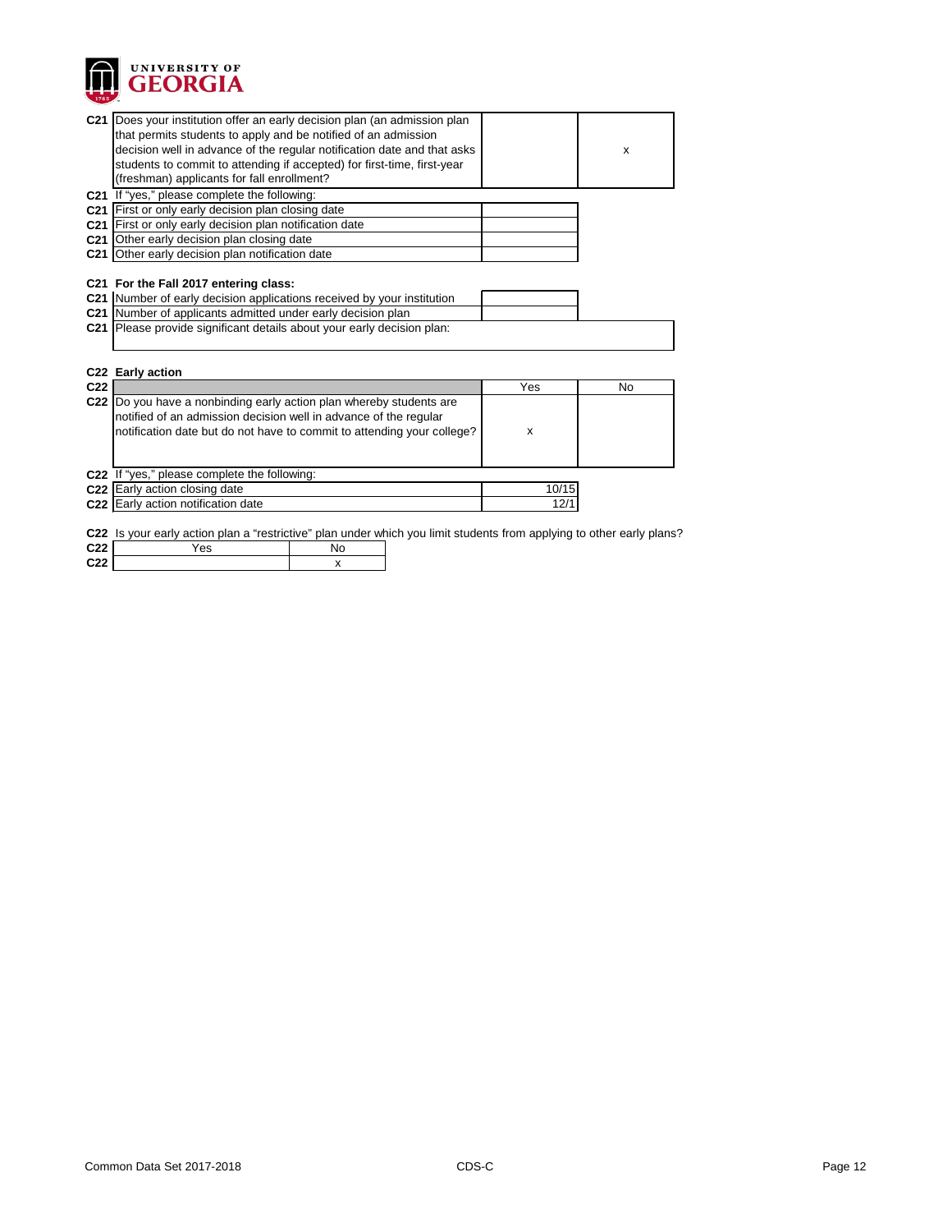UNIVERSITY OF GEORGIA

| | | | |
|---|---|---|---|
| C21 | Does your institution offer an early decision plan (an admission plan that permits students to apply and be notified of an admission decision well in advance of the regular notification date and that asks students to commit to attending if accepted) for first-time, first-year (freshman) applicants for fall enrollment? | | x |

| | | |
|---|---|---|
| C21 | If "yes," please complete the following: | |
| C21 | First or only early decision plan closing date | |
| C21 | First or only early decision plan notification date | |
| C21 | Other early decision plan closing date | |
| C21 | Other early decision plan notification date | |

**C21 For the Fall 2017 entering class:**

| | | |
|---|---|---|
| C21 | Number of early decision applications received by your institution | |
| C21 | Number of applicants admitted under early decision plan | |
| C21 | Please provide significant details about your early decision plan: | |

**C22 Early action**

| | | Yes | No |
|---|---|---|---|
| C22 | Do you have a nonbinding early action plan whereby students are notified of an admission decision well in advance of the regular notification date but do not have to commit to attending your college? | x | |

| | | |
|---|---|---|
| C22 | If "yes," please complete the following: | |
| C22 | Early action closing date | 10/15 |
| C22 | Early action notification date | 12/1 |

C22 Is your early action plan a "restrictive" plan under which you limit students from applying to other early plans?

| | Yes | No |
|---|---|---|
| C22 | | x |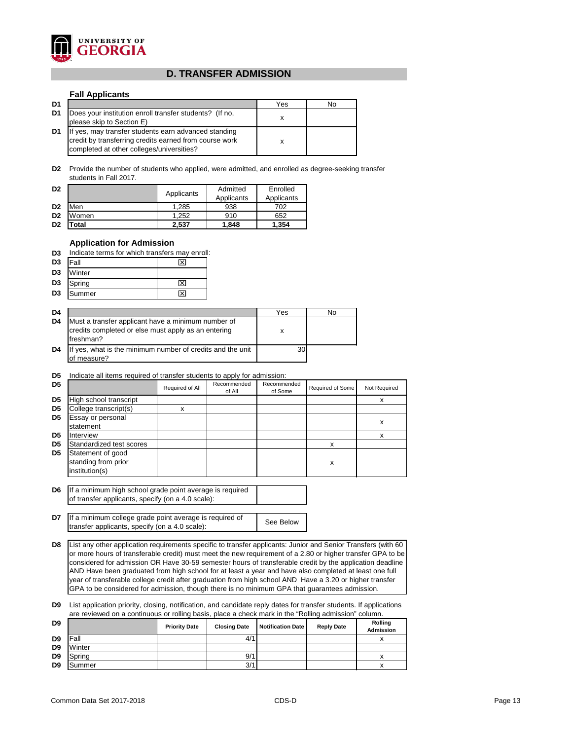UNIVERSITY OF GEORGIA

## D. TRANSFER ADMISSION

### Fall Applicants

| | | Yes | No |
|---|---|---|---|
| D1 | Does your institution enroll transfer students? (If no, please skip to Section E) | x | |
| D1 | If yes, may transfer students earn advanced standing credit by transferring credits earned from course work completed at other colleges/universities? | x | |

**D2** Provide the number of students who applied, were admitted, and enrolled as degree-seeking transfer students in Fall 2017.

| D2 | | Applicants | Admitted Applicants | Enrolled Applicants |
|---|---|---|---|---|
| D2 | Men | 1,285 | 938 | 702 |
| D2 | Women | 1,252 | 910 | 652 |
| D2 | **Total** | **2,537** | **1,848** | **1,354** |

### Application for Admission

**D3** Indicate terms for which transfers may enroll:

| D3 | Term | |
|---|---|---|
| D3 | Fall | ☒ |
| D3 | Winter | |
| D3 | Spring | ☒ |
| D3 | Summer | ☒ |

| D4 | | Yes | No |
|---|---|---|---|
| D4 | Must a transfer applicant have a minimum number of credits completed or else must apply as an entering freshman? | x | |
| D4 | If yes, what is the minimum number of credits and the unit of measure? | 30 | |

**D5** Indicate all items required of transfer students to apply for admission:

| D5 | | Required of All | Recommended of All | Recommended of Some | Required of Some | Not Required |
|---|---|---|---|---|---|---|
| D5 | High school transcript | | | | | x |
| D5 | College transcript(s) | x | | | | |
| D5 | Essay or personal statement | | | | | x |
| D5 | Interview | | | | | x |
| D5 | Standardized test scores | | | | x | |
| D5 | Statement of good standing from prior institution(s) | | | | x | |

| | | |
|---|---|---|
| D6 | If a minimum high school grade point average is required of transfer applicants, specify (on a 4.0 scale): | |
| D7 | If a minimum college grade point average is required of transfer applicants, specify (on a 4.0 scale): | See Below |

**D8** List any other application requirements specific to transfer applicants: Junior and Senior Transfers (with 60 or more hours of transferable credit) must meet the new requirement of a 2.80 or higher transfer GPA to be considered for admission OR Have 30-59 semester hours of transferable credit by the application deadline AND Have been graduated from high school for at least a year and have also completed at least one full year of transferable college credit after graduation from high school AND Have a 3.20 or higher transfer GPA to be considered for admission, though there is no minimum GPA that guarantees admission.

**D9** List application priority, closing, notification, and candidate reply dates for transfer students. If applications are reviewed on a continuous or rolling basis, place a check mark in the "Rolling admission" column.

| D9 | | Priority Date | Closing Date | Notification Date | Reply Date | Rolling Admission |
|---|---|---|---|---|---|---|
| D9 | Fall | | 4/1 | | | x |
| D9 | Winter | | | | | |
| D9 | Spring | | 9/1 | | | x |
| D9 | Summer | | 3/1 | | | x |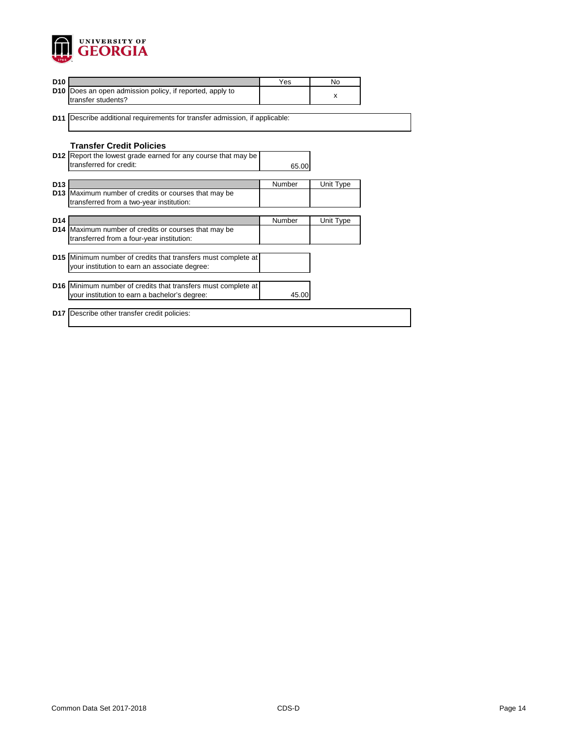UNIVERSITY OF GEORGIA

| D10 | | Yes | No |
|---|---|---|---|
| D10 | Does an open admission policy, if reported, apply to transfer students? | | x |

**D11** Describe additional requirements for transfer admission, if applicable:

### Transfer Credit Policies

| | | |
|---|---|---|
| D12 | Report the lowest grade earned for any course that may be transferred for credit: | 65.00 |

| D13 | | Number | Unit Type |
|---|---|---|---|
| D13 | Maximum number of credits or courses that may be transferred from a two-year institution: | | |

| D14 | | Number | Unit Type |
|---|---|---|---|
| D14 | Maximum number of credits or courses that may be transferred from a four-year institution: | | |

| | | |
|---|---|---|
| D15 | Minimum number of credits that transfers must complete at your institution to earn an associate degree: | |
| D16 | Minimum number of credits that transfers must complete at your institution to earn a bachelor's degree: | 45.00 |

**D17** Describe other transfer credit policies: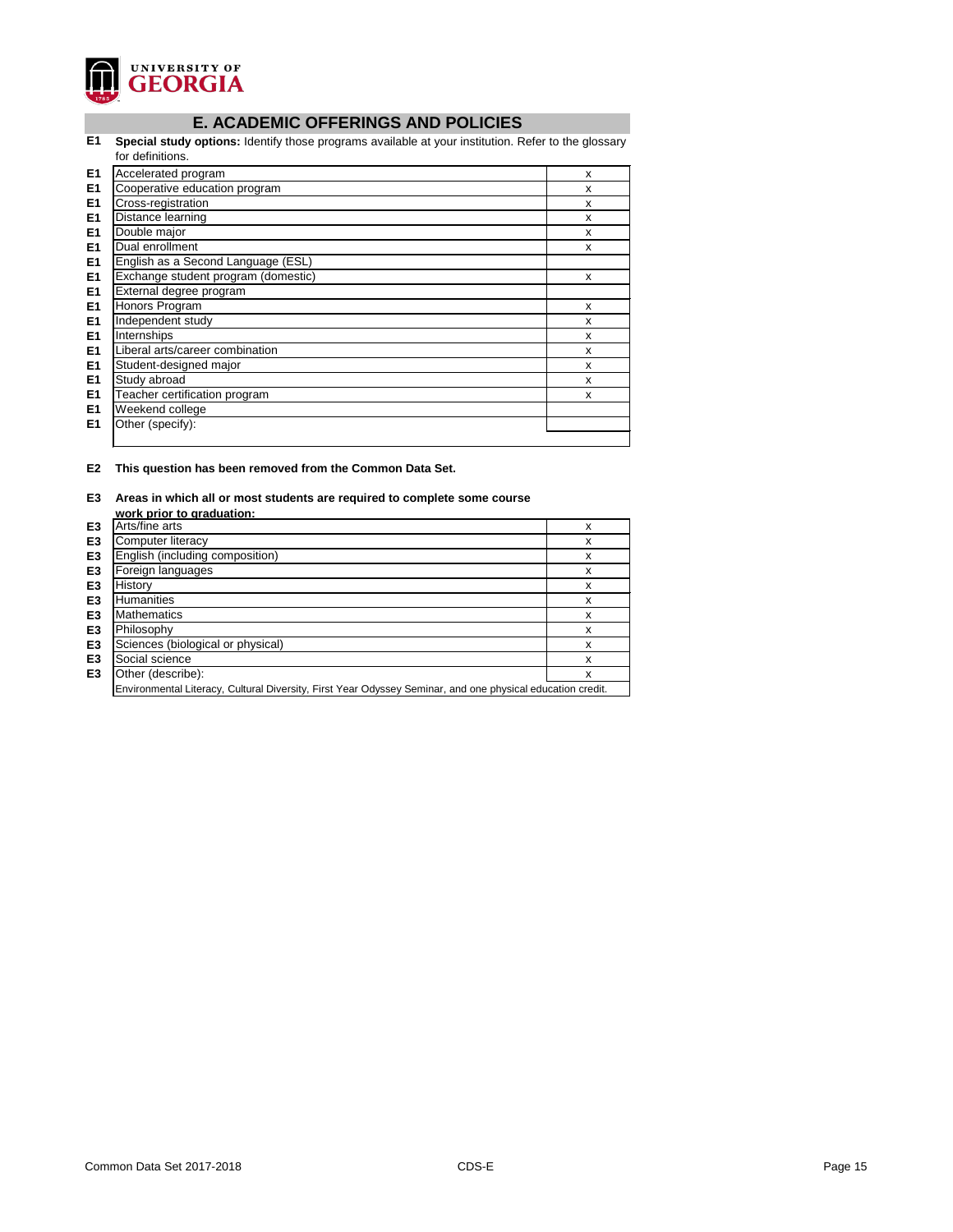UNIVERSITY OF GEORGIA

## E. ACADEMIC OFFERINGS AND POLICIES

**E1 Special study options:** Identify those programs available at your institution. Refer to the glossary for definitions.

| | | |
|---|---|---|
| E1 | Accelerated program | x |
| E1 | Cooperative education program | x |
| E1 | Cross-registration | x |
| E1 | Distance learning | x |
| E1 | Double major | x |
| E1 | Dual enrollment | x |
| E1 | English as a Second Language (ESL) | |
| E1 | Exchange student program (domestic) | x |
| E1 | External degree program | |
| E1 | Honors Program | x |
| E1 | Independent study | x |
| E1 | Internships | x |
| E1 | Liberal arts/career combination | x |
| E1 | Student-designed major | x |
| E1 | Study abroad | x |
| E1 | Teacher certification program | x |
| E1 | Weekend college | |
| E1 | Other (specify): | |

**E2 This question has been removed from the Common Data Set.**

**E3 Areas in which all or most students are required to complete some course work prior to graduation:**

| | | |
|---|---|---|
| E3 | Arts/fine arts | x |
| E3 | Computer literacy | x |
| E3 | English (including composition) | x |
| E3 | Foreign languages | x |
| E3 | History | x |
| E3 | Humanities | x |
| E3 | Mathematics | x |
| E3 | Philosophy | x |
| E3 | Sciences (biological or physical) | x |
| E3 | Social science | x |
| E3 | Other (describe): | x |

Environmental Literacy, Cultural Diversity, First Year Odyssey Seminar, and one physical education credit.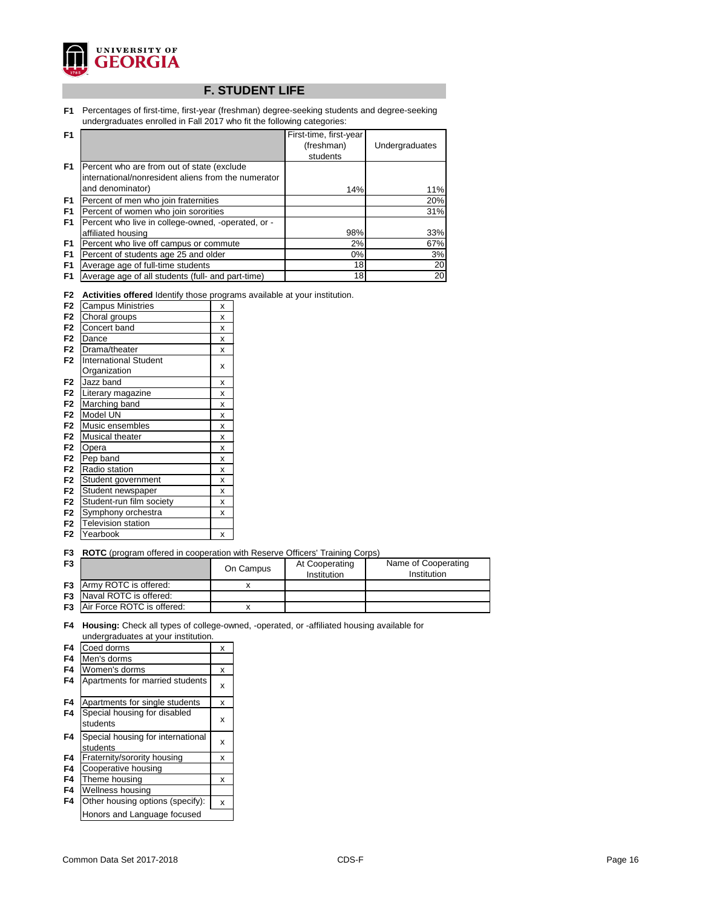# F. STUDENT LIFE

**F1** Percentages of first-time, first-year (freshman) degree-seeking students and degree-seeking undergraduates enrolled in Fall 2017 who fit the following categories:

| | | First-time, first-year (freshman) students | Undergraduates |
|---|---|---|---|
| F1 | Percent who are from out of state (exclude international/nonresident aliens from the numerator and denominator) | 14% | 11% |
| F1 | Percent of men who join fraternities | | 20% |
| F1 | Percent of women who join sororities | | 31% |
| F1 | Percent who live in college-owned, -operated, or -affiliated housing | 98% | 33% |
| F1 | Percent who live off campus or commute | 2% | 67% |
| F1 | Percent of students age 25 and older | 0% | 3% |
| F1 | Average age of full-time students | 18 | 20 |
| F1 | Average age of all students (full- and part-time) | 18 | 20 |

**F2** **Activities offered** Identify those programs available at your institution.

| | Activity | |
|---|---|---|
| F2 | Campus Ministries | x |
| F2 | Choral groups | x |
| F2 | Concert band | x |
| F2 | Dance | x |
| F2 | Drama/theater | x |
| F2 | International Student Organization | x |
| F2 | Jazz band | x |
| F2 | Literary magazine | x |
| F2 | Marching band | x |
| F2 | Model UN | x |
| F2 | Music ensembles | x |
| F2 | Musical theater | x |
| F2 | Opera | x |
| F2 | Pep band | x |
| F2 | Radio station | x |
| F2 | Student government | x |
| F2 | Student newspaper | x |
| F2 | Student-run film society | x |
| F2 | Symphony orchestra | x |
| F2 | Television station | |
| F2 | Yearbook | x |

**F3** **ROTC** (program offered in cooperation with Reserve Officers' Training Corps)

| | | On Campus | At Cooperating Institution | Name of Cooperating Institution |
|---|---|---|---|---|
| F3 | Army ROTC is offered: | x | | |
| F3 | Naval ROTC is offered: | | | |
| F3 | Air Force ROTC is offered: | x | | |

**F4** **Housing:** Check all types of college-owned, -operated, or -affiliated housing available for undergraduates at your institution.

| | Housing | |
|---|---|---|
| F4 | Coed dorms | x |
| F4 | Men's dorms | |
| F4 | Women's dorms | x |
| F4 | Apartments for married students | x |
| F4 | Apartments for single students | x |
| F4 | Special housing for disabled students | x |
| F4 | Special housing for international students | x |
| F4 | Fraternity/sorority housing | x |
| F4 | Cooperative housing | |
| F4 | Theme housing | x |
| F4 | Wellness housing | |
| F4 | Other housing options (specify): | x |
| | Honors and Language focused | |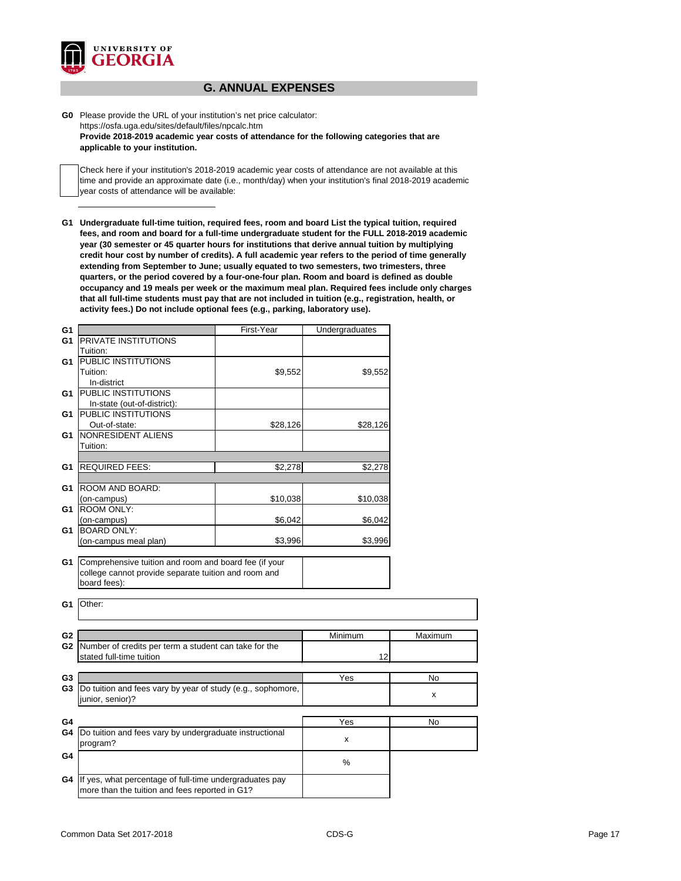UNIVERSITY OF GEORGIA

## G. ANNUAL EXPENSES

**G0** Please provide the URL of your institution's net price calculator:
https://osfa.uga.edu/sites/default/files/npcalc.htm
**Provide 2018-2019 academic year costs of attendance for the following categories that are applicable to your institution.**

Check here if your institution's 2018-2019 academic year costs of attendance are not available at this time and provide an approximate date (i.e., month/day) when your institution's final 2018-2019 academic year costs of attendance will be available:

**G1 Undergraduate full-time tuition, required fees, room and board List the typical tuition, required fees, and room and board for a full-time undergraduate student for the FULL 2018-2019 academic year (30 semester or 45 quarter hours for institutions that derive annual tuition by multiplying credit hour cost by number of credits). A full academic year refers to the period of time generally extending from September to June; usually equated to two semesters, two trimesters, three quarters, or the period covered by a four-one-four plan. Room and board is defined as double occupancy and 19 meals per week or the maximum meal plan. Required fees include only charges that all full-time students must pay that are not included in tuition (e.g., registration, health, or activity fees.) Do not include optional fees (e.g., parking, laboratory use).**

| G1 | | First-Year | Undergraduates |
|---|---|---|---|
| G1 | PRIVATE INSTITUTIONS Tuition: | | |
| G1 | PUBLIC INSTITUTIONS Tuition: In-district | $9,552 | $9,552 |
| G1 | PUBLIC INSTITUTIONS In-state (out-of-district): | | |
| G1 | PUBLIC INSTITUTIONS Out-of-state: | $28,126 | $28,126 |
| G1 | NONRESIDENT ALIENS Tuition: | | |
| G1 | REQUIRED FEES: | $2,278 | $2,278 |
| G1 | ROOM AND BOARD: (on-campus) | $10,038 | $10,038 |
| G1 | ROOM ONLY: (on-campus) | $6,042 | $6,042 |
| G1 | BOARD ONLY: (on-campus meal plan) | $3,996 | $3,996 |
| G1 | Comprehensive tuition and room and board fee (if your college cannot provide separate tuition and room and board fees): | | |
| G1 | Other: | | |

| G2 | | Minimum | Maximum |
|---|---|---|---|
| G2 | Number of credits per term a student can take for the stated full-time tuition | 12 | |

| G3 | | Yes | No |
|---|---|---|---|
| G3 | Do tuition and fees vary by year of study (e.g., sophomore, junior, senior)? | | x |

| G4 | | Yes | No |
|---|---|---|---|
| G4 | Do tuition and fees vary by undergraduate instructional program? | x | |
| G4 | | % | |
| G4 | If yes, what percentage of full-time undergraduates pay more than the tuition and fees reported in G1? | | |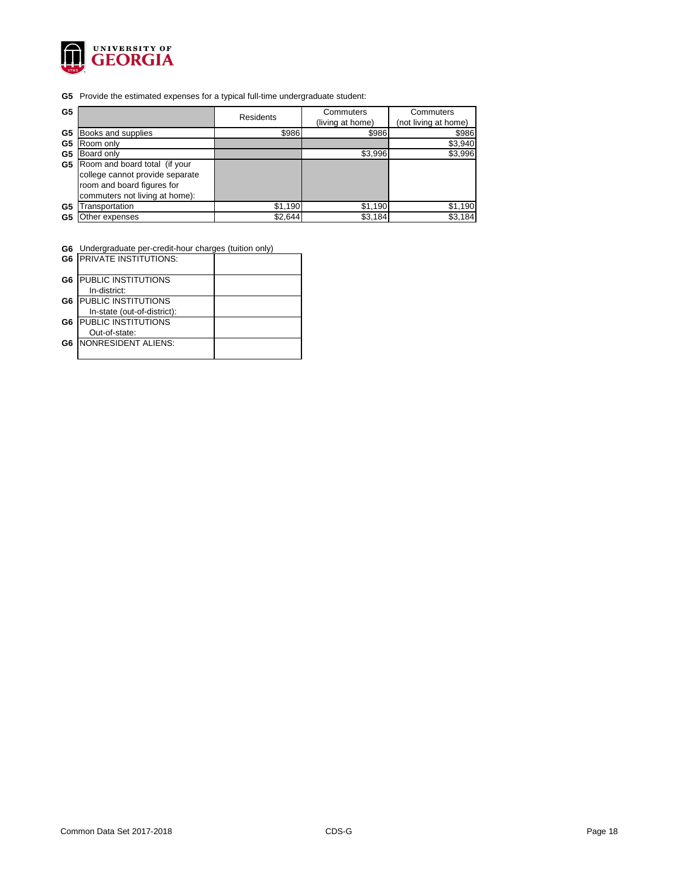**G5** Provide the estimated expenses for a typical full-time undergraduate student:

| G5 | | Residents | Commuters (living at home) | Commuters (not living at home) |
|---|---|---|---|---|
| G5 | Books and supplies | $986 | $986 | $986 |
| G5 | Room only | | | $3,940 |
| G5 | Board only | | $3,996 | $3,996 |
| G5 | Room and board total (if your college cannot provide separate room and board figures for commuters not living at home): | | | |
| G5 | Transportation | $1,190 | $1,190 | $1,190 |
| G5 | Other expenses | $2,644 | $3,184 | $3,184 |

**G6** Undergraduate per-credit-hour charges (tuition only)

| G6 | | |
|---|---|---|
| G6 | PRIVATE INSTITUTIONS: | |
| G6 | PUBLIC INSTITUTIONS In-district: | |
| G6 | PUBLIC INSTITUTIONS In-state (out-of-district): | |
| G6 | PUBLIC INSTITUTIONS Out-of-state: | |
| G6 | NONRESIDENT ALIENS: | |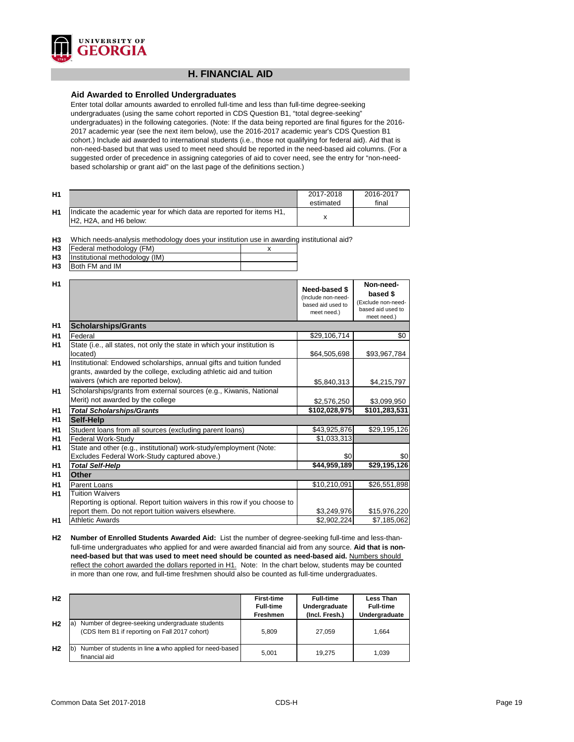# H. FINANCIAL AID

## Aid Awarded to Enrolled Undergraduates

Enter total dollar amounts awarded to enrolled full-time and less than full-time degree-seeking undergraduates (using the same cohort reported in CDS Question B1, "total degree-seeking" undergraduates) in the following categories. (Note: If the data being reported are final figures for the 2016-2017 academic year (see the next item below), use the 2016-2017 academic year's CDS Question B1 cohort.) Include aid awarded to international students (i.e., those not qualifying for federal aid). Aid that is non-need-based but that was used to meet need should be reported in the need-based aid columns. (For a suggested order of precedence in assigning categories of aid to cover need, see the entry for "non-need-based scholarship or grant aid" on the last page of the definitions section.)

| | | 2017-2018 estimated | 2016-2017 final |
|---|---|---|---|
| H1 | Indicate the academic year for which data are reported for items H1, H2, H2A, and H6 below: | x | |

H3 Which needs-analysis methodology does your institution use in awarding institutional aid?

| | | |
|---|---|---|
| H3 | Federal methodology (FM) | x |
| H3 | Institutional methodology (IM) | |
| H3 | Both FM and IM | |

| | | Need-based $ (Include non-need-based aid used to meet need.) | Non-need-based $ (Exclude non-need-based aid used to meet need.) |
|---|---|---|---|
| H1 | **Scholarships/Grants** | | |
| H1 | Federal | $29,106,714 | $0 |
| H1 | State (i.e., all states, not only the state in which your institution is located) | $64,505,698 | $93,967,784 |
| H1 | Institutional: Endowed scholarships, annual gifts and tuition funded grants, awarded by the college, excluding athletic aid and tuition waivers (which are reported below). | $5,840,313 | $4,215,797 |
| H1 | Scholarships/grants from external sources (e.g., Kiwanis, National Merit) not awarded by the college | $2,576,250 | $3,099,950 |
| H1 | ***Total Scholarships/Grants*** | **$102,028,975** | **$101,283,531** |
| H1 | **Self-Help** | | |
| H1 | Student loans from all sources (excluding parent loans) | $43,925,876 | $29,195,126 |
| H1 | Federal Work-Study | $1,033,313 | |
| H1 | State and other (e.g., institutional) work-study/employment (Note: Excludes Federal Work-Study captured above.) | $0 | $0 |
| H1 | ***Total Self-Help*** | **$44,959,189** | **$29,195,126** |
| H1 | **Other** | | |
| H1 | Parent Loans | $10,210,091 | $26,551,898 |
| H1 | Tuition Waivers<br>Reporting is optional. Report tuition waivers in this row if you choose to report them. Do not report tuition waivers elsewhere. | $3,249,976 | $15,976,220 |
| H1 | Athletic Awards | $2,902,224 | $7,185,062 |

**H2** **Number of Enrolled Students Awarded Aid:** List the number of degree-seeking full-time and less-than-full-time undergraduates who applied for and were awarded financial aid from any source. **Aid that is non-need-based but that was used to meet need should be counted as need-based aid.** Numbers should reflect the cohort awarded the dollars reported in H1. Note: In the chart below, students may be counted in more than one row, and full-time freshmen should also be counted as full-time undergraduates.

| | | First-time Full-time Freshmen | Full-time Undergraduate (Incl. Fresh.) | Less Than Full-time Undergraduate |
|---|---|---|---|---|
| H2 | a) Number of degree-seeking undergraduate students (CDS Item B1 if reporting on Fall 2017 cohort) | 5,809 | 27,059 | 1,664 |
| H2 | b) Number of students in line **a** who applied for need-based financial aid | 5,001 | 19,275 | 1,039 |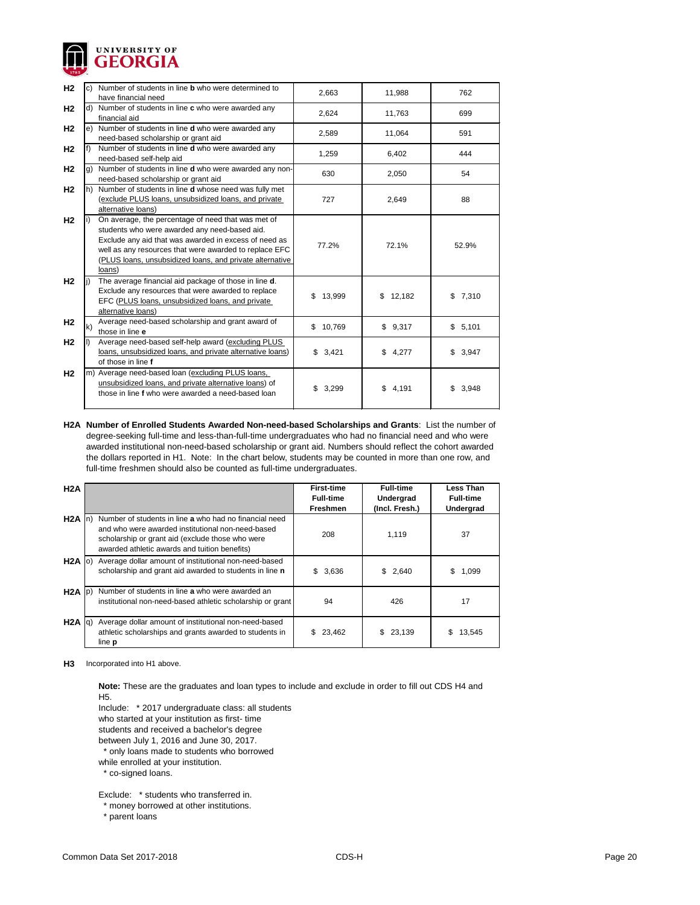| | | | First-time Full-time Freshmen | Full-time Undergrad (Incl. Fresh.) | Less Than Full-time Undergrad |
|---|---|---|---|---|---|
| H2 | c) | Number of students in line **b** who were determined to have financial need | 2,663 | 11,988 | 762 |
| H2 | d) | Number of students in line **c** who were awarded any financial aid | 2,624 | 11,763 | 699 |
| H2 | e) | Number of students in line **d** who were awarded any need-based scholarship or grant aid | 2,589 | 11,064 | 591 |
| H2 | f) | Number of students in line **d** who were awarded any need-based self-help aid | 1,259 | 6,402 | 444 |
| H2 | g) | Number of students in line **d** who were awarded any non-need-based scholarship or grant aid | 630 | 2,050 | 54 |
| H2 | h) | Number of students in line **d** whose need was fully met (exclude PLUS loans, unsubsidized loans, and private alternative loans) | 727 | 2,649 | 88 |
| H2 | i) | On average, the percentage of need that was met of students who were awarded any need-based aid. Exclude any aid that was awarded in excess of need as well as any resources that were awarded to replace EFC (PLUS loans, unsubsidized loans, and private alternative loans) | 77.2% | 72.1% | 52.9% |
| H2 | j) | The average financial aid package of those in line **d**. Exclude any resources that were awarded to replace EFC (PLUS loans, unsubsidized loans, and private alternative loans) | $ 13,999 | $ 12,182 | $ 7,310 |
| H2 | k) | Average need-based scholarship and grant award of those in line **e** | $ 10,769 | $ 9,317 | $ 5,101 |
| H2 | l) | Average need-based self-help award (excluding PLUS loans, unsubsidized loans, and private alternative loans) of those in line **f** | $ 3,421 | $ 4,277 | $ 3,947 |
| H2 | m) | Average need-based loan (excluding PLUS loans, unsubsidized loans, and private alternative loans) of those in line **f** who were awarded a need-based loan | $ 3,299 | $ 4,191 | $ 3,948 |

**H2A Number of Enrolled Students Awarded Non-need-based Scholarships and Grants**: List the number of degree-seeking full-time and less-than-full-time undergraduates who had no financial need and who were awarded institutional non-need-based scholarship or grant aid. Numbers should reflect the cohort awarded the dollars reported in H1. Note: In the chart below, students may be counted in more than one row, and full-time freshmen should also be counted as full-time undergraduates.

| H2A | | | First-time Full-time Freshmen | Full-time Undergrad (Incl. Fresh.) | Less Than Full-time Undergrad |
|---|---|---|---|---|---|
| H2A | n) | Number of students in line **a** who had no financial need and who were awarded institutional non-need-based scholarship or grant aid (exclude those who were awarded athletic awards and tuition benefits) | 208 | 1,119 | 37 |
| H2A | o) | Average dollar amount of institutional non-need-based scholarship and grant aid awarded to students in line **n** | $ 3,636 | $ 2,640 | $ 1,099 |
| H2A | p) | Number of students in line **a** who were awarded an institutional non-need-based athletic scholarship or grant | 94 | 426 | 17 |
| H2A | q) | Average dollar amount of institutional non-need-based athletic scholarships and grants awarded to students in line **p** | $ 23,462 | $ 23,139 | $ 13,545 |

**H3** Incorporated into H1 above.

**Note:** These are the graduates and loan types to include and exclude in order to fill out CDS H4 and H5.

Include: * 2017 undergraduate class: all students who started at your institution as first- time students and received a bachelor's degree between July 1, 2016 and June 30, 2017.
* only loans made to students who borrowed while enrolled at your institution.
* co-signed loans.

Exclude: * students who transferred in.
* money borrowed at other institutions.
* parent loans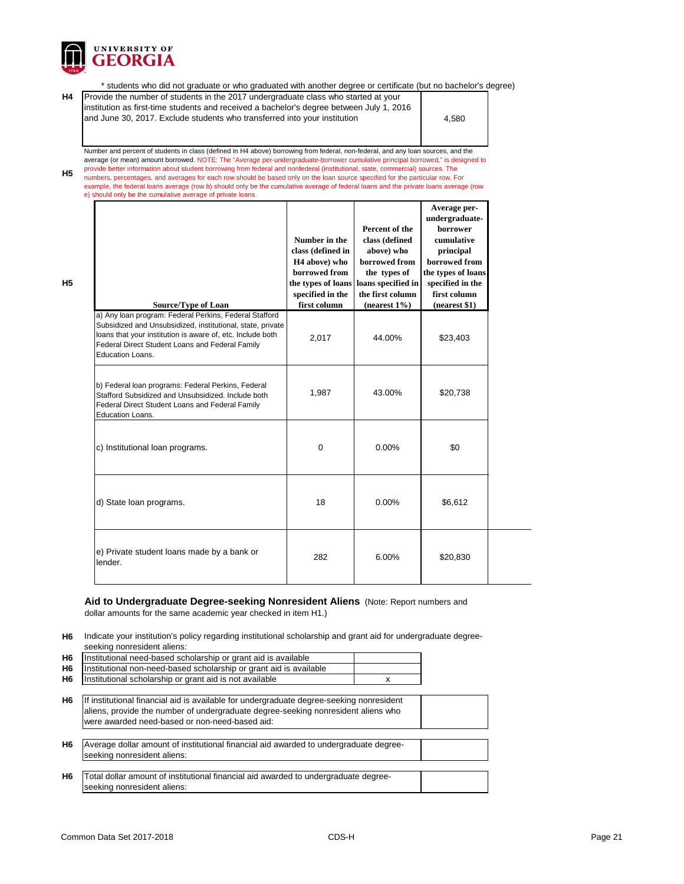UNIVERSITY OF GEORGIA

\* students who did not graduate or who graduated with another degree or certificate (but no bachelor's degree)

| | | |
|---|---|---|
| H4 | Provide the number of students in the 2017 undergraduate class who started at your institution as first-time students and received a bachelor's degree between July 1, 2016 and June 30, 2017. Exclude students who transferred into your institution | 4,580 |

**H5** Number and percent of students in class (defined in H4 above) borrowing from federal, non-federal, and any loan sources, and the average (or mean) amount borrowed. NOTE: The "Average per-undergraduate-borrower cumulative principal borrowed," is designed to provide better information about student borrowing from federal and nonfederal (institutional, state, commercial) sources. The numbers, percentages, and averages for each row should be based only on the loan source specified for the particular row. For example, the federal loans average (row b) should only be the cumulative average of federal loans and the private loans average (row e) should only be the cumulative average of private loans.

**H5**

| Source/Type of Loan | Number in the class (defined in H4 above) who borrowed from the types of loans specified in the first column | Percent of the class (defined above) who borrowed from the types of loans specified in the first column (nearest 1%) | Average per-undergraduate-borrower cumulative principal borrowed from the types of loans specified in the first column (nearest $1) |
|---|---|---|---|
| a) Any loan program: Federal Perkins, Federal Stafford Subsidized and Unsubsidized, institutional, state, private loans that your institution is aware of, etc. Include both Federal Direct Student Loans and Federal Family Education Loans. | 2,017 | 44.00% | $23,403 |
| b) Federal loan programs: Federal Perkins, Federal Stafford Subsidized and Unsubsidized. Include both Federal Direct Student Loans and Federal Family Education Loans. | 1,987 | 43.00% | $20,738 |
| c) Institutional loan programs. | 0 | 0.00% | $0 |
| d) State loan programs. | 18 | 0.00% | $6,612 |
| e) Private student loans made by a bank or lender. | 282 | 6.00% | $20,830 |

## Aid to Undergraduate Degree-seeking Nonresident Aliens

(Note: Report numbers and dollar amounts for the same academic year checked in item H1.)

**H6** Indicate your institution's policy regarding institutional scholarship and grant aid for undergraduate degree-seeking nonresident aliens:

| | | |
|---|---|---|
| H6 | Institutional need-based scholarship or grant aid is available | |
| H6 | Institutional non-need-based scholarship or grant aid is available | |
| H6 | Institutional scholarship or grant aid is not available | x |

| | | |
|---|---|---|
| H6 | If institutional financial aid is available for undergraduate degree-seeking nonresident aliens, provide the number of undergraduate degree-seeking nonresident aliens who were awarded need-based or non-need-based aid: | |
| H6 | Average dollar amount of institutional financial aid awarded to undergraduate degree-seeking nonresident aliens: | |
| H6 | Total dollar amount of institutional financial aid awarded to undergraduate degree-seeking nonresident aliens: | |

Common Data Set 2017-2018 CDS-H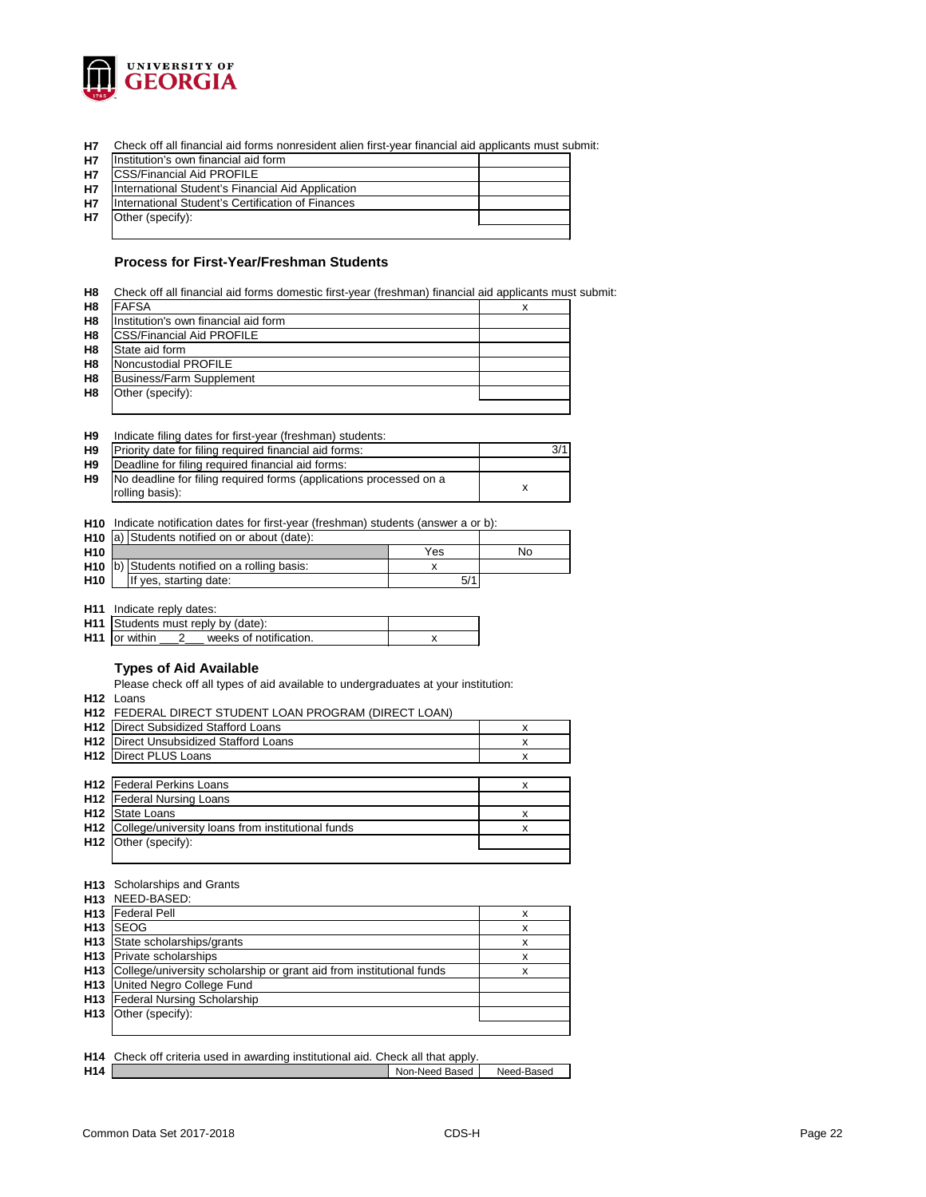| | | |
|---|---|---|
| H7 | Check off all financial aid forms nonresident alien first-year financial aid applicants must submit: | |
| H7 | Institution's own financial aid form | |
| H7 | CSS/Financial Aid PROFILE | |
| H7 | International Student's Financial Aid Application | |
| H7 | International Student's Certification of Finances | |
| H7 | Other (specify): | |

### Process for First-Year/Freshman Students

| | | |
|---|---|---|
| H8 | Check off all financial aid forms domestic first-year (freshman) financial aid applicants must submit: | |
| H8 | FAFSA | x |
| H8 | Institution's own financial aid form | |
| H8 | CSS/Financial Aid PROFILE | |
| H8 | State aid form | |
| H8 | Noncustodial PROFILE | |
| H8 | Business/Farm Supplement | |
| H8 | Other (specify): | |

| | | |
|---|---|---|
| H9 | Indicate filing dates for first-year (freshman) students: | |
| H9 | Priority date for filing required financial aid forms: | 3/1 |
| H9 | Deadline for filing required financial aid forms: | |
| H9 | No deadline for filing required forms (applications processed on a rolling basis): | x |

| | | | |
|---|---|---|---|
| H10 | Indicate notification dates for first-year (freshman) students (answer a or b): | | |
| H10 | a) Students notified on or about (date): | | |
| H10 | | Yes | No |
| H10 | b) Students notified on a rolling basis: | x | |
| H10 | If yes, starting date: | 5/1 | |

| | | |
|---|---|---|
| H11 | Indicate reply dates: | |
| H11 | Students must reply by (date): | |
| H11 | or within ___2___ weeks of notification. | x |

### Types of Aid Available

Please check off all types of aid available to undergraduates at your institution:

| | | |
|---|---|---|
| H12 | Loans | |
| H12 | FEDERAL DIRECT STUDENT LOAN PROGRAM (DIRECT LOAN) | |
| H12 | Direct Subsidized Stafford Loans | x |
| H12 | Direct Unsubsidized Stafford Loans | x |
| H12 | Direct PLUS Loans | x |
| H12 | Federal Perkins Loans | x |
| H12 | Federal Nursing Loans | |
| H12 | State Loans | x |
| H12 | College/university loans from institutional funds | x |
| H12 | Other (specify): | |

| | | |
|---|---|---|
| H13 | Scholarships and Grants | |
| H13 | NEED-BASED: | |
| H13 | Federal Pell | x |
| H13 | SEOG | x |
| H13 | State scholarships/grants | x |
| H13 | Private scholarships | x |
| H13 | College/university scholarship or grant aid from institutional funds | x |
| H13 | United Negro College Fund | |
| H13 | Federal Nursing Scholarship | |
| H13 | Other (specify): | |

| | | | |
|---|---|---|---|
| H14 | Check off criteria used in awarding institutional aid. Check all that apply. | | |
| H14 | | Non-Need Based | Need-Based |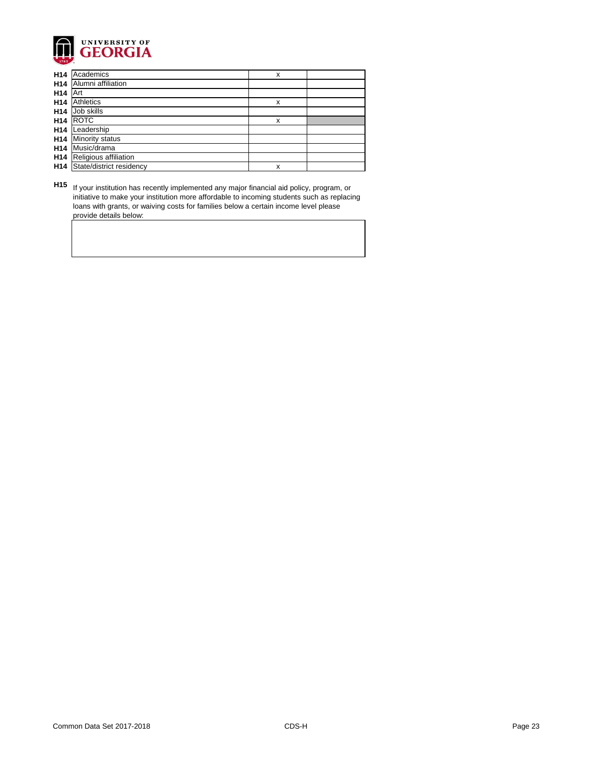| | | | |
|---|---|---|---|
| H14 | Academics | x | |
| H14 | Alumni affiliation | | |
| H14 | Art | | |
| H14 | Athletics | x | |
| H14 | Job skills | | |
| H14 | ROTC | x | |
| H14 | Leadership | | |
| H14 | Minority status | | |
| H14 | Music/drama | | |
| H14 | Religious affiliation | | |
| H14 | State/district residency | x | |

**H15** If your institution has recently implemented any major financial aid policy, program, or initiative to make your institution more affordable to incoming students such as replacing loans with grants, or waiving costs for families below a certain income level please provide details below: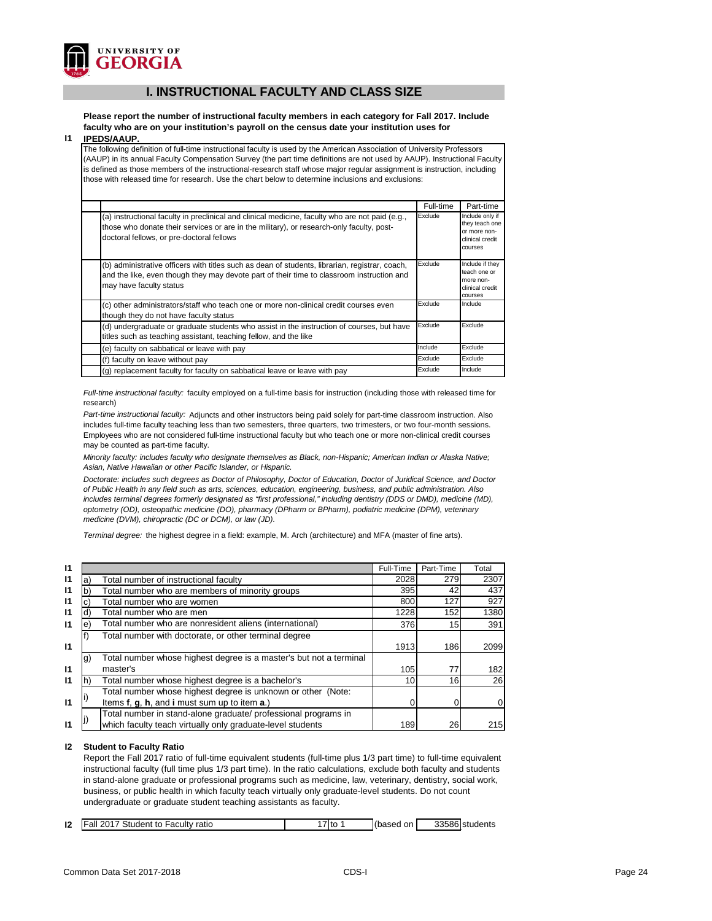## I. INSTRUCTIONAL FACULTY AND CLASS SIZE

**I1** **Please report the number of instructional faculty members in each category for Fall 2017. Include faculty who are on your institution's payroll on the census date your institution uses for IPEDS/AAUP.**

The following definition of full-time instructional faculty is used by the American Association of University Professors (AAUP) in its annual Faculty Compensation Survey (the part time definitions are not used by AAUP). Instructional Faculty is defined as those members of the instructional-research staff whose major regular assignment is instruction, including those with released time for research. Use the chart below to determine inclusions and exclusions:

| | Full-time | Part-time |
|---|---|---|
| (a) instructional faculty in preclinical and clinical medicine, faculty who are not paid (e.g., those who donate their services or are in the military), or research-only faculty, post-doctoral fellows, or pre-doctoral fellows | Exclude | Include only if they teach one or more non-clinical credit courses |
| (b) administrative officers with titles such as dean of students, librarian, registrar, coach, and the like, even though they may devote part of their time to classroom instruction and may have faculty status | Exclude | Include if they teach one or more non-clinical credit courses |
| (c) other administrators/staff who teach one or more non-clinical credit courses even though they do not have faculty status | Exclude | Include |
| (d) undergraduate or graduate students who assist in the instruction of courses, but have titles such as teaching assistant, teaching fellow, and the like | Exclude | Exclude |
| (e) faculty on sabbatical or leave with pay | Include | Exclude |
| (f) faculty on leave without pay | Exclude | Exclude |
| (g) replacement faculty for faculty on sabbatical leave or leave with pay | Exclude | Include |

*Full-time instructional faculty:* faculty employed on a full-time basis for instruction (including those with released time for research)

*Part-time instructional faculty:* Adjuncts and other instructors being paid solely for part-time classroom instruction. Also includes full-time faculty teaching less than two semesters, three quarters, two trimesters, or two four-month sessions. Employees who are not considered full-time instructional faculty but who teach one or more non-clinical credit courses may be counted as part-time faculty.

*Minority faculty: includes faculty who designate themselves as Black, non-Hispanic; American Indian or Alaska Native; Asian, Native Hawaiian or other Pacific Islander, or Hispanic.*

*Doctorate: includes such degrees as Doctor of Philosophy, Doctor of Education, Doctor of Juridical Science, and Doctor of Public Health in any field such as arts, sciences, education, engineering, business, and public administration. Also includes terminal degrees formerly designated as "first professional," including dentistry (DDS or DMD), medicine (MD), optometry (OD), osteopathic medicine (DO), pharmacy (DPharm or BPharm), podiatric medicine (DPM), veterinary medicine (DVM), chiropractic (DC or DCM), or law (JD).*

*Terminal degree:* the highest degree in a field: example, M. Arch (architecture) and MFA (master of fine arts).

| | | | Full-Time | Part-Time | Total |
|---|---|---|---|---|---|
| I1 | a) | Total number of instructional faculty | 2028 | 279 | 2307 |
| I1 | b) | Total number who are members of minority groups | 395 | 42 | 437 |
| I1 | c) | Total number who are women | 800 | 127 | 927 |
| I1 | d) | Total number who are men | 1228 | 152 | 1380 |
| I1 | e) | Total number who are nonresident aliens (international) | 376 | 15 | 391 |
| I1 | f) | Total number with doctorate, or other terminal degree | 1913 | 186 | 2099 |
| I1 | g) | Total number whose highest degree is a master's but not a terminal master's | 105 | 77 | 182 |
| I1 | h) | Total number whose highest degree is a bachelor's | 10 | 16 | 26 |
| I1 | i) | Total number whose highest degree is unknown or other (Note: Items **f**, **g**, **h**, and **i** must sum up to item **a**.) | 0 | 0 | 0 |
| I1 | j) | Total number in stand-alone graduate/ professional programs in which faculty teach virtually only graduate-level students | 189 | 26 | 215 |

**I2** **Student to Faculty Ratio**

Report the Fall 2017 ratio of full-time equivalent students (full-time plus 1/3 part time) to full-time equivalent instructional faculty (full time plus 1/3 part time). In the ratio calculations, exclude both faculty and students in stand-alone graduate or professional programs such as medicine, law, veterinary, dentistry, social work, business, or public health in which faculty teach virtually only graduate-level students. Do not count undergraduate or graduate student teaching assistants as faculty.

| | | | | | |
|---|---|---|---|---|---|
| I2 | Fall 2017 Student to Faculty ratio | 17 to 1 | (based on | 33586 | students |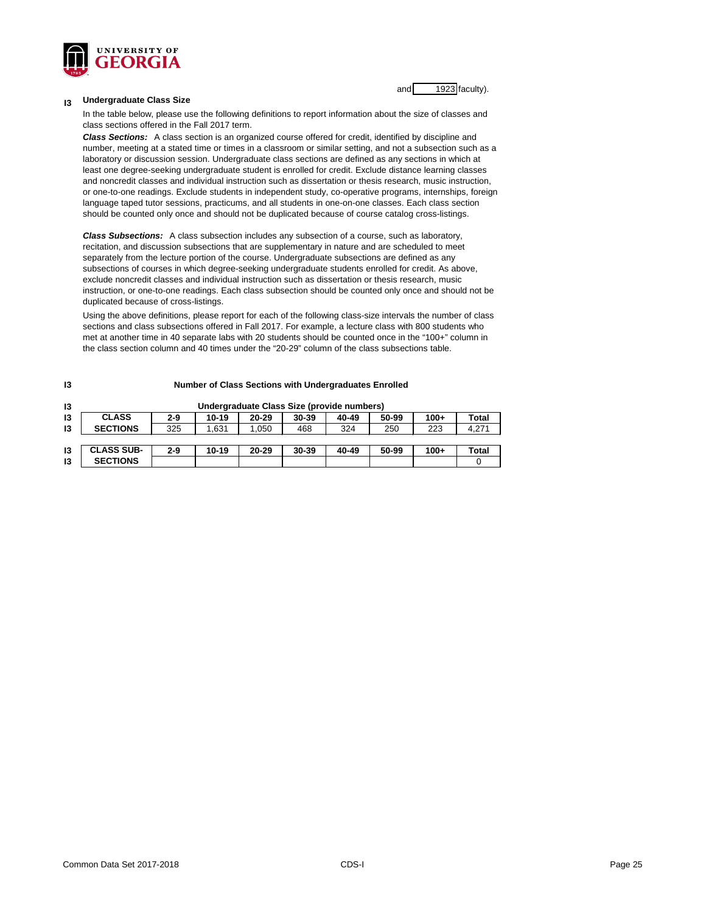and 1923 faculty).

## I3 Undergraduate Class Size

In the table below, please use the following definitions to report information about the size of classes and class sections offered in the Fall 2017 term.

***Class Sections:*** A class section is an organized course offered for credit, identified by discipline and number, meeting at a stated time or times in a classroom or similar setting, and not a subsection such as a laboratory or discussion session. Undergraduate class sections are defined as any sections in which at least one degree-seeking undergraduate student is enrolled for credit. Exclude distance learning classes and noncredit classes and individual instruction such as dissertation or thesis research, music instruction, or one-to-one readings. Exclude students in independent study, co-operative programs, internships, foreign language taped tutor sessions, practicums, and all students in one-on-one classes. Each class section should be counted only once and should not be duplicated because of course catalog cross-listings.

***Class Subsections:*** A class subsection includes any subsection of a course, such as laboratory, recitation, and discussion subsections that are supplementary in nature and are scheduled to meet separately from the lecture portion of the course. Undergraduate subsections are defined as any subsections of courses in which degree-seeking undergraduate students enrolled for credit. As above, exclude noncredit classes and individual instruction such as dissertation or thesis research, music instruction, or one-to-one readings. Each class subsection should be counted only once and should not be duplicated because of cross-listings.

Using the above definitions, please report for each of the following class-size intervals the number of class sections and class subsections offered in Fall 2017. For example, a lecture class with 800 students who met at another time in 40 separate labs with 20 students should be counted once in the "100+" column in the class section column and 40 times under the "20-29" column of the class subsections table.

**I3 Number of Class Sections with Undergraduates Enrolled**

**Undergraduate Class Size (provide numbers)**

| CLASS SECTIONS | 2-9 | 10-19 | 20-29 | 30-39 | 40-49 | 50-99 | 100+ | Total |
|---|---|---|---|---|---|---|---|---|
| | 325 | 1,631 | 1,050 | 468 | 324 | 250 | 223 | 4,271 |

| CLASS SUB-SECTIONS | 2-9 | 10-19 | 20-29 | 30-39 | 40-49 | 50-99 | 100+ | Total |
|---|---|---|---|---|---|---|---|---|
| | | | | | | | | 0 |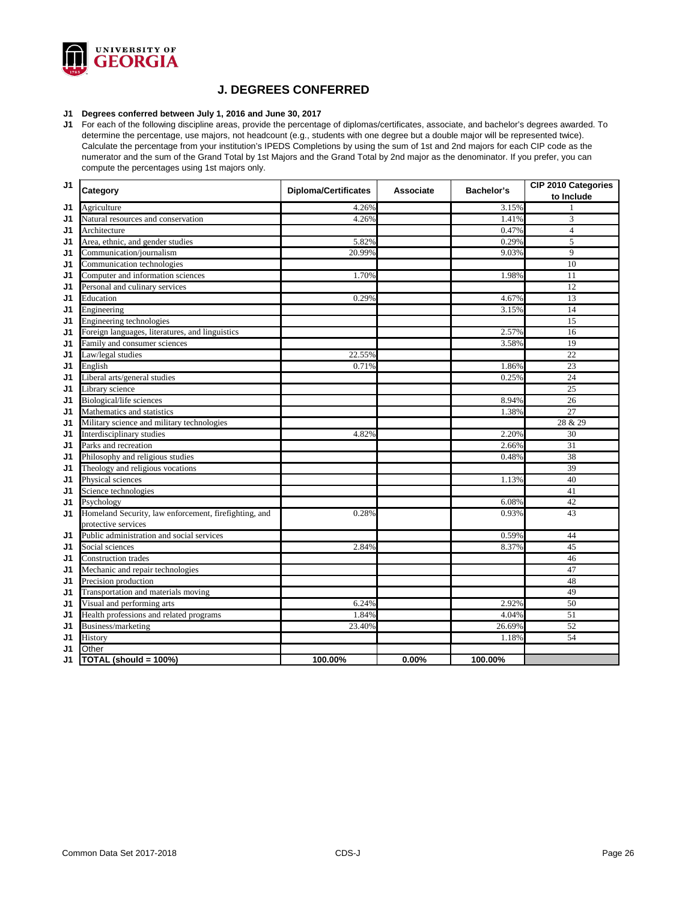# J. DEGREES CONFERRED

**J1 Degrees conferred between July 1, 2016 and June 30, 2017**

**J1** For each of the following discipline areas, provide the percentage of diplomas/certificates, associate, and bachelor's degrees awarded. To determine the percentage, use majors, not headcount (e.g., students with one degree but a double major will be represented twice). Calculate the percentage from your institution's IPEDS Completions by using the sum of 1st and 2nd majors for each CIP code as the numerator and the sum of the Grand Total by 1st Majors and the Grand Total by 2nd major as the denominator. If you prefer, you can compute the percentages using 1st majors only.

| | Category | Diploma/Certificates | Associate | Bachelor's | CIP 2010 Categories to Include |
|---|---|---|---|---|---|
| J1 | Agriculture | 4.26% | | 3.15% | 1 |
| J1 | Natural resources and conservation | 4.26% | | 1.41% | 3 |
| J1 | Architecture | | | 0.47% | 4 |
| J1 | Area, ethnic, and gender studies | 5.82% | | 0.29% | 5 |
| J1 | Communication/journalism | 20.99% | | 9.03% | 9 |
| J1 | Communication technologies | | | | 10 |
| J1 | Computer and information sciences | 1.70% | | 1.98% | 11 |
| J1 | Personal and culinary services | | | | 12 |
| J1 | Education | 0.29% | | 4.67% | 13 |
| J1 | Engineering | | | 3.15% | 14 |
| J1 | Engineering technologies | | | | 15 |
| J1 | Foreign languages, literatures, and linguistics | | | 2.57% | 16 |
| J1 | Family and consumer sciences | | | 3.58% | 19 |
| J1 | Law/legal studies | 22.55% | | | 22 |
| J1 | English | 0.71% | | 1.86% | 23 |
| J1 | Liberal arts/general studies | | | 0.25% | 24 |
| J1 | Library science | | | | 25 |
| J1 | Biological/life sciences | | | 8.94% | 26 |
| J1 | Mathematics and statistics | | | 1.38% | 27 |
| J1 | Military science and military technologies | | | | 28 & 29 |
| J1 | Interdisciplinary studies | 4.82% | | 2.20% | 30 |
| J1 | Parks and recreation | | | 2.66% | 31 |
| J1 | Philosophy and religious studies | | | 0.48% | 38 |
| J1 | Theology and religious vocations | | | | 39 |
| J1 | Physical sciences | | | 1.13% | 40 |
| J1 | Science technologies | | | | 41 |
| J1 | Psychology | | | 6.08% | 42 |
| J1 | Homeland Security, law enforcement, firefighting, and protective services | 0.28% | | 0.93% | 43 |
| J1 | Public administration and social services | | | 0.59% | 44 |
| J1 | Social sciences | 2.84% | | 8.37% | 45 |
| J1 | Construction trades | | | | 46 |
| J1 | Mechanic and repair technologies | | | | 47 |
| J1 | Precision production | | | | 48 |
| J1 | Transportation and materials moving | | | | 49 |
| J1 | Visual and performing arts | 6.24% | | 2.92% | 50 |
| J1 | Health professions and related programs | 1.84% | | 4.04% | 51 |
| J1 | Business/marketing | 23.40% | | 26.69% | 52 |
| J1 | History | | | 1.18% | 54 |
| J1 | Other | | | | |
| J1 | **TOTAL (should = 100%)** | **100.00%** | **0.00%** | **100.00%** | |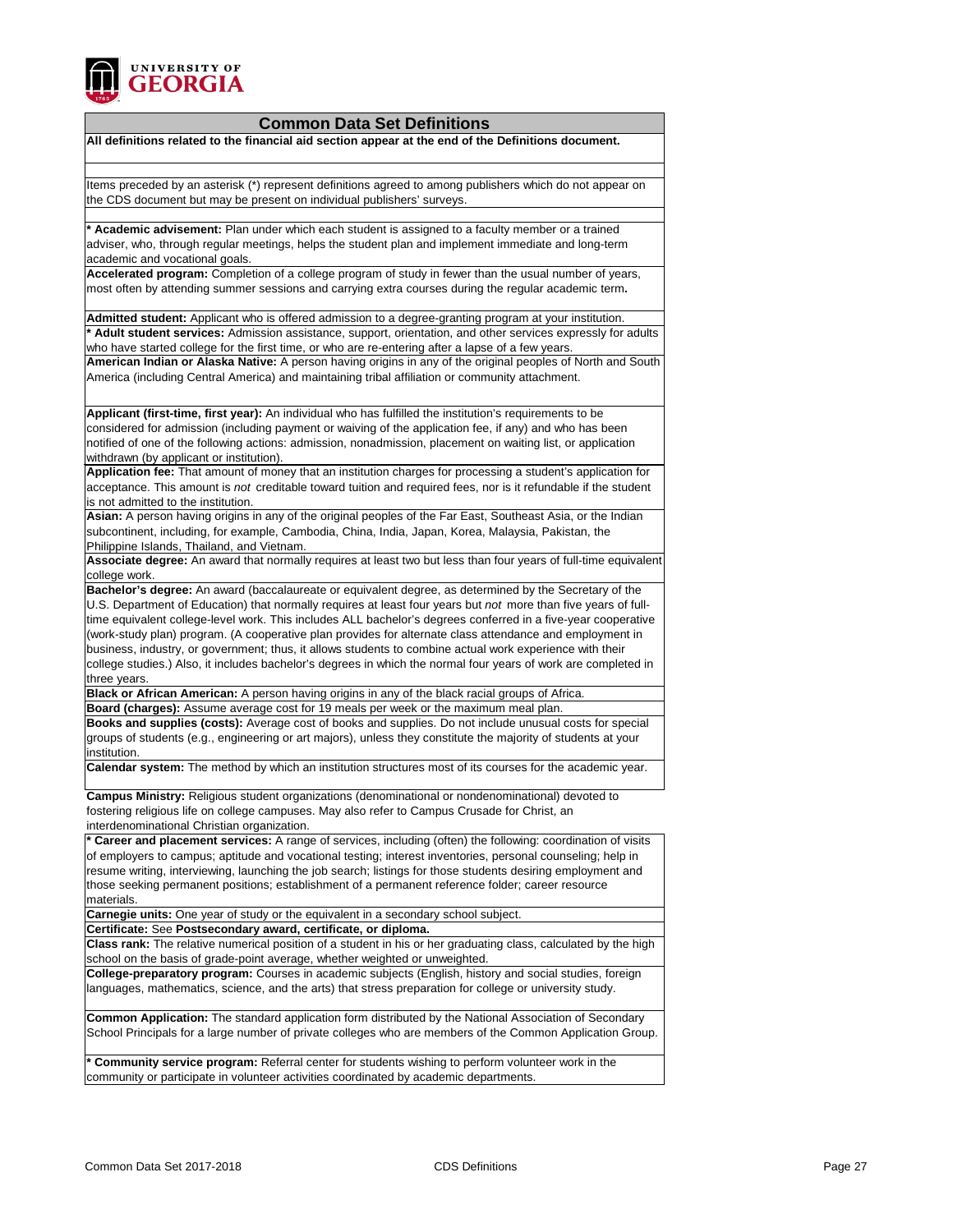## Common Data Set Definitions

**All definitions related to the financial aid section appear at the end of the Definitions document.**

Items preceded by an asterisk (*) represent definitions agreed to among publishers which do not appear on the CDS document but may be present on individual publishers' surveys.

*** Academic advisement:** Plan under which each student is assigned to a faculty member or a trained adviser, who, through regular meetings, helps the student plan and implement immediate and long-term academic and vocational goals.

**Accelerated program:** Completion of a college program of study in fewer than the usual number of years, most often by attending summer sessions and carrying extra courses during the regular academic term**.**

**Admitted student:** Applicant who is offered admission to a degree-granting program at your institution.

*** Adult student services:** Admission assistance, support, orientation, and other services expressly for adults who have started college for the first time, or who are re-entering after a lapse of a few years.

**American Indian or Alaska Native:** A person having origins in any of the original peoples of North and South America (including Central America) and maintaining tribal affiliation or community attachment.

**Applicant (first-time, first year):** An individual who has fulfilled the institution's requirements to be considered for admission (including payment or waiving of the application fee, if any) and who has been notified of one of the following actions: admission, nonadmission, placement on waiting list, or application withdrawn (by applicant or institution).

**Application fee:** That amount of money that an institution charges for processing a student's application for acceptance. This amount is *not* creditable toward tuition and required fees, nor is it refundable if the student is not admitted to the institution.

**Asian:** A person having origins in any of the original peoples of the Far East, Southeast Asia, or the Indian subcontinent, including, for example, Cambodia, China, India, Japan, Korea, Malaysia, Pakistan, the Philippine Islands, Thailand, and Vietnam.

**Associate degree:** An award that normally requires at least two but less than four years of full-time equivalent college work.

**Bachelor's degree:** An award (baccalaureate or equivalent degree, as determined by the Secretary of the U.S. Department of Education) that normally requires at least four years but *not* more than five years of full-time equivalent college-level work. This includes ALL bachelor's degrees conferred in a five-year cooperative (work-study plan) program. (A cooperative plan provides for alternate class attendance and employment in business, industry, or government; thus, it allows students to combine actual work experience with their college studies.) Also, it includes bachelor's degrees in which the normal four years of work are completed in three years.

**Black or African American:** A person having origins in any of the black racial groups of Africa.

**Board (charges):** Assume average cost for 19 meals per week or the maximum meal plan.

**Books and supplies (costs):** Average cost of books and supplies. Do not include unusual costs for special groups of students (e.g., engineering or art majors), unless they constitute the majority of students at your institution.

**Calendar system:** The method by which an institution structures most of its courses for the academic year.

**Campus Ministry:** Religious student organizations (denominational or nondenominational) devoted to fostering religious life on college campuses. May also refer to Campus Crusade for Christ, an interdenominational Christian organization.

*** Career and placement services:** A range of services, including (often) the following: coordination of visits of employers to campus; aptitude and vocational testing; interest inventories, personal counseling; help in resume writing, interviewing, launching the job search; listings for those students desiring employment and those seeking permanent positions; establishment of a permanent reference folder; career resource materials.

**Carnegie units:** One year of study or the equivalent in a secondary school subject.

**Certificate:** See **Postsecondary award, certificate, or diploma.**

**Class rank:** The relative numerical position of a student in his or her graduating class, calculated by the high school on the basis of grade-point average, whether weighted or unweighted.

**College-preparatory program:** Courses in academic subjects (English, history and social studies, foreign languages, mathematics, science, and the arts) that stress preparation for college or university study.

**Common Application:** The standard application form distributed by the National Association of Secondary School Principals for a large number of private colleges who are members of the Common Application Group.

*** Community service program:** Referral center for students wishing to perform volunteer work in the community or participate in volunteer activities coordinated by academic departments.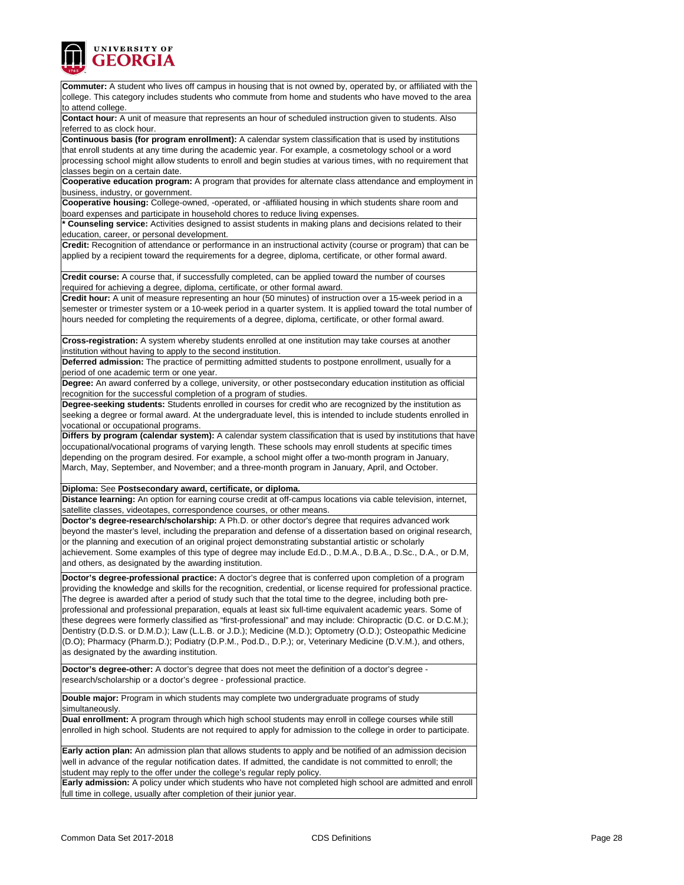**Commuter:** A student who lives off campus in housing that is not owned by, operated by, or affiliated with the college. This category includes students who commute from home and students who have moved to the area to attend college.

**Contact hour:** A unit of measure that represents an hour of scheduled instruction given to students. Also referred to as clock hour.

**Continuous basis (for program enrollment):** A calendar system classification that is used by institutions that enroll students at any time during the academic year. For example, a cosmetology school or a word processing school might allow students to enroll and begin studies at various times, with no requirement that classes begin on a certain date.

**Cooperative education program:** A program that provides for alternate class attendance and employment in business, industry, or government.

**Cooperative housing:** College-owned, -operated, or -affiliated housing in which students share room and board expenses and participate in household chores to reduce living expenses.

**\* Counseling service:** Activities designed to assist students in making plans and decisions related to their education, career, or personal development.

**Credit:** Recognition of attendance or performance in an instructional activity (course or program) that can be applied by a recipient toward the requirements for a degree, diploma, certificate, or other formal award.

**Credit course:** A course that, if successfully completed, can be applied toward the number of courses required for achieving a degree, diploma, certificate, or other formal award.

**Credit hour:** A unit of measure representing an hour (50 minutes) of instruction over a 15-week period in a semester or trimester system or a 10-week period in a quarter system. It is applied toward the total number of hours needed for completing the requirements of a degree, diploma, certificate, or other formal award.

**Cross-registration:** A system whereby students enrolled at one institution may take courses at another institution without having to apply to the second institution.

**Deferred admission:** The practice of permitting admitted students to postpone enrollment, usually for a period of one academic term or one year.

**Degree:** An award conferred by a college, university, or other postsecondary education institution as official recognition for the successful completion of a program of studies.

**Degree-seeking students:** Students enrolled in courses for credit who are recognized by the institution as seeking a degree or formal award. At the undergraduate level, this is intended to include students enrolled in vocational or occupational programs.

**Differs by program (calendar system):** A calendar system classification that is used by institutions that have occupational/vocational programs of varying length. These schools may enroll students at specific times depending on the program desired. For example, a school might offer a two-month program in January, March, May, September, and November; and a three-month program in January, April, and October.

**Diploma:** See **Postsecondary award, certificate, or diploma.**

**Distance learning:** An option for earning course credit at off-campus locations via cable television, internet, satellite classes, videotapes, correspondence courses, or other means.

**Doctor's degree-research/scholarship:** A Ph.D. or other doctor's degree that requires advanced work beyond the master's level, including the preparation and defense of a dissertation based on original research, or the planning and execution of an original project demonstrating substantial artistic or scholarly achievement. Some examples of this type of degree may include Ed.D., D.M.A., D.B.A., D.Sc., D.A., or D.M, and others, as designated by the awarding institution.

**Doctor's degree-professional practice:** A doctor's degree that is conferred upon completion of a program providing the knowledge and skills for the recognition, credential, or license required for professional practice. The degree is awarded after a period of study such that the total time to the degree, including both pre-professional and professional preparation, equals at least six full-time equivalent academic years. Some of these degrees were formerly classified as "first-professional" and may include: Chiropractic (D.C. or D.C.M.); Dentistry (D.D.S. or D.M.D.); Law (L.L.B. or J.D.); Medicine (M.D.); Optometry (O.D.); Osteopathic Medicine (D.O); Pharmacy (Pharm.D.); Podiatry (D.P.M., Pod.D., D.P.); or, Veterinary Medicine (D.V.M.), and others, as designated by the awarding institution.

**Doctor's degree-other:** A doctor's degree that does not meet the definition of a doctor's degree - research/scholarship or a doctor's degree - professional practice.

**Double major:** Program in which students may complete two undergraduate programs of study simultaneously.

**Dual enrollment:** A program through which high school students may enroll in college courses while still enrolled in high school. Students are not required to apply for admission to the college in order to participate.

**Early action plan:** An admission plan that allows students to apply and be notified of an admission decision well in advance of the regular notification dates. If admitted, the candidate is not committed to enroll; the student may reply to the offer under the college's regular reply policy.

**Early admission:** A policy under which students who have not completed high school are admitted and enroll full time in college, usually after completion of their junior year.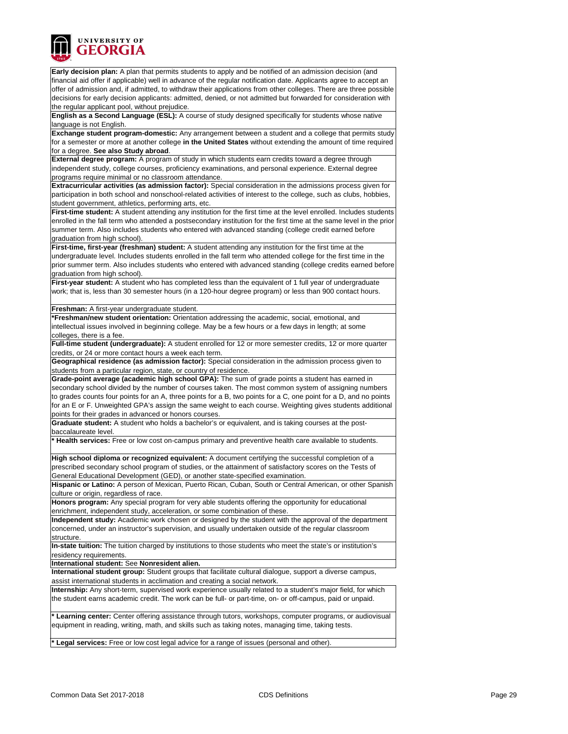**Early decision plan:** A plan that permits students to apply and be notified of an admission decision (and financial aid offer if applicable) well in advance of the regular notification date. Applicants agree to accept an offer of admission and, if admitted, to withdraw their applications from other colleges. There are three possible decisions for early decision applicants: admitted, denied, or not admitted but forwarded for consideration with the regular applicant pool, without prejudice.

**English as a Second Language (ESL):** A course of study designed specifically for students whose native language is not English.

**Exchange student program-domestic:** Any arrangement between a student and a college that permits study for a semester or more at another college **in the United States** without extending the amount of time required for a degree. **See also Study abroad**.

**External degree program:** A program of study in which students earn credits toward a degree through independent study, college courses, proficiency examinations, and personal experience. External degree programs require minimal or no classroom attendance.

**Extracurricular activities (as admission factor):** Special consideration in the admissions process given for participation in both school and nonschool-related activities of interest to the college, such as clubs, hobbies, student government, athletics, performing arts, etc.

**First-time student:** A student attending any institution for the first time at the level enrolled. Includes students enrolled in the fall term who attended a postsecondary institution for the first time at the same level in the prior summer term. Also includes students who entered with advanced standing (college credit earned before graduation from high school).

**First-time, first-year (freshman) student:** A student attending any institution for the first time at the undergraduate level. Includes students enrolled in the fall term who attended college for the first time in the prior summer term. Also includes students who entered with advanced standing (college credits earned before graduation from high school).

**First-year student:** A student who has completed less than the equivalent of 1 full year of undergraduate work; that is, less than 30 semester hours (in a 120-hour degree program) or less than 900 contact hours.

**Freshman:** A first-year undergraduate student.

**\*Freshman/new student orientation:** Orientation addressing the academic, social, emotional, and intellectual issues involved in beginning college. May be a few hours or a few days in length; at some colleges, there is a fee.

**Full-time student (undergraduate):** A student enrolled for 12 or more semester credits, 12 or more quarter credits, or 24 or more contact hours a week each term.

**Geographical residence (as admission factor):** Special consideration in the admission process given to students from a particular region, state, or country of residence.

**Grade-point average (academic high school GPA):** The sum of grade points a student has earned in secondary school divided by the number of courses taken. The most common system of assigning numbers to grades counts four points for an A, three points for a B, two points for a C, one point for a D, and no points for an E or F. Unweighted GPA's assign the same weight to each course. Weighting gives students additional points for their grades in advanced or honors courses.

**Graduate student:** A student who holds a bachelor's or equivalent, and is taking courses at the post-baccalaureate level.

**\* Health services:** Free or low cost on-campus primary and preventive health care available to students.

**High school diploma or recognized equivalent:** A document certifying the successful completion of a prescribed secondary school program of studies, or the attainment of satisfactory scores on the Tests of General Educational Development (GED), or another state-specified examination.

**Hispanic or Latino:** A person of Mexican, Puerto Rican, Cuban, South or Central American, or other Spanish culture or origin, regardless of race.

**Honors program:** Any special program for very able students offering the opportunity for educational enrichment, independent study, acceleration, or some combination of these.

**Independent study:** Academic work chosen or designed by the student with the approval of the department concerned, under an instructor's supervision, and usually undertaken outside of the regular classroom structure.

**In-state tuition:** The tuition charged by institutions to those students who meet the state's or institution's residency requirements.

**International student:** See **Nonresident alien.**

**International student group:** Student groups that facilitate cultural dialogue, support a diverse campus, assist international students in acclimation and creating a social network.

**Internship:** Any short-term, supervised work experience usually related to a student's major field, for which the student earns academic credit. The work can be full- or part-time, on- or off-campus, paid or unpaid.

**\* Learning center:** Center offering assistance through tutors, workshops, computer programs, or audiovisual equipment in reading, writing, math, and skills such as taking notes, managing time, taking tests.

**\* Legal services:** Free or low cost legal advice for a range of issues (personal and other).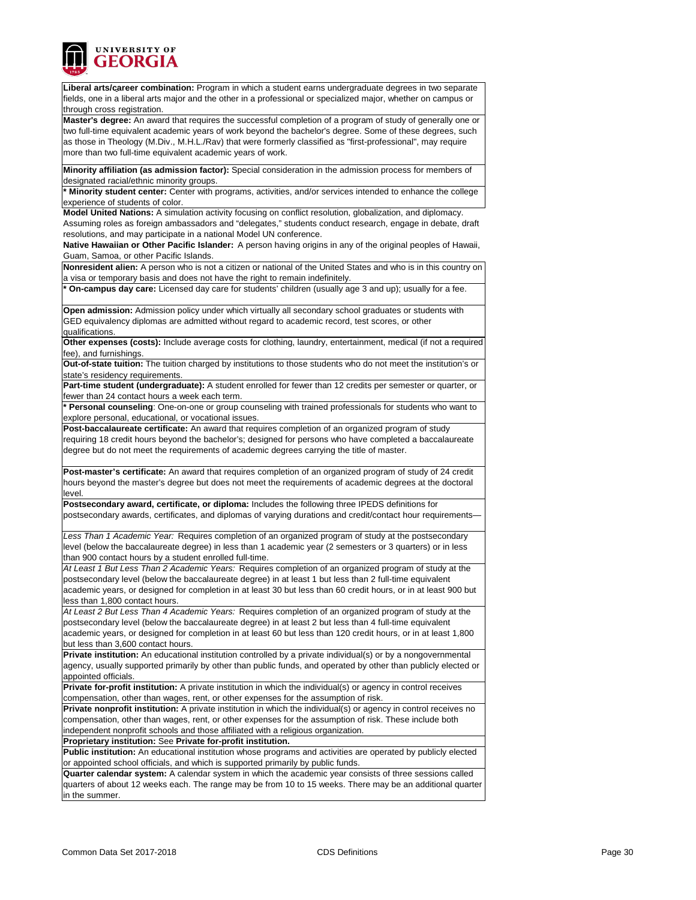**Liberal arts/career combination:** Program in which a student earns undergraduate degrees in two separate fields, one in a liberal arts major and the other in a professional or specialized major, whether on campus or through cross registration.

**Master's degree:** An award that requires the successful completion of a program of study of generally one or two full-time equivalent academic years of work beyond the bachelor's degree. Some of these degrees, such as those in Theology (M.Div., M.H.L./Rav) that were formerly classified as "first-professional", may require more than two full-time equivalent academic years of work.

**Minority affiliation (as admission factor):** Special consideration in the admission process for members of designated racial/ethnic minority groups.

**\* Minority student center:** Center with programs, activities, and/or services intended to enhance the college experience of students of color.

**Model United Nations:** A simulation activity focusing on conflict resolution, globalization, and diplomacy. Assuming roles as foreign ambassadors and "delegates," students conduct research, engage in debate, draft resolutions, and may participate in a national Model UN conference.

**Native Hawaiian or Other Pacific Islander:** A person having origins in any of the original peoples of Hawaii, Guam, Samoa, or other Pacific Islands.

**Nonresident alien:** A person who is not a citizen or national of the United States and who is in this country on a visa or temporary basis and does not have the right to remain indefinitely.

**\* On-campus day care:** Licensed day care for students' children (usually age 3 and up); usually for a fee.

**Open admission:** Admission policy under which virtually all secondary school graduates or students with GED equivalency diplomas are admitted without regard to academic record, test scores, or other qualifications.

**Other expenses (costs):** Include average costs for clothing, laundry, entertainment, medical (if not a required fee), and furnishings.

**Out-of-state tuition:** The tuition charged by institutions to those students who do not meet the institution's or state's residency requirements.

**Part-time student (undergraduate):** A student enrolled for fewer than 12 credits per semester or quarter, or fewer than 24 contact hours a week each term.

**\* Personal counseling**: One-on-one or group counseling with trained professionals for students who want to explore personal, educational, or vocational issues.

**Post-baccalaureate certificate:** An award that requires completion of an organized program of study requiring 18 credit hours beyond the bachelor's; designed for persons who have completed a baccalaureate degree but do not meet the requirements of academic degrees carrying the title of master.

**Post-master's certificate:** An award that requires completion of an organized program of study of 24 credit hours beyond the master's degree but does not meet the requirements of academic degrees at the doctoral level.

**Postsecondary award, certificate, or diploma:** Includes the following three IPEDS definitions for postsecondary awards, certificates, and diplomas of varying durations and credit/contact hour requirements—

*Less Than 1 Academic Year:* Requires completion of an organized program of study at the postsecondary level (below the baccalaureate degree) in less than 1 academic year (2 semesters or 3 quarters) or in less than 900 contact hours by a student enrolled full-time.

*At Least 1 But Less Than 2 Academic Years:* Requires completion of an organized program of study at the postsecondary level (below the baccalaureate degree) in at least 1 but less than 2 full-time equivalent academic years, or designed for completion in at least 30 but less than 60 credit hours, or in at least 900 but less than 1,800 contact hours.

*At Least 2 But Less Than 4 Academic Years:* Requires completion of an organized program of study at the postsecondary level (below the baccalaureate degree) in at least 2 but less than 4 full-time equivalent academic years, or designed for completion in at least 60 but less than 120 credit hours, or in at least 1,800 but less than 3,600 contact hours.

**Private institution:** An educational institution controlled by a private individual(s) or by a nongovernmental agency, usually supported primarily by other than public funds, and operated by other than publicly elected or appointed officials.

**Private for-profit institution:** A private institution in which the individual(s) or agency in control receives compensation, other than wages, rent, or other expenses for the assumption of risk.

**Private nonprofit institution:** A private institution in which the individual(s) or agency in control receives no compensation, other than wages, rent, or other expenses for the assumption of risk. These include both independent nonprofit schools and those affiliated with a religious organization.

**Proprietary institution:** See **Private for-profit institution.**

**Public institution:** An educational institution whose programs and activities are operated by publicly elected or appointed school officials, and which is supported primarily by public funds.

**Quarter calendar system:** A calendar system in which the academic year consists of three sessions called quarters of about 12 weeks each. The range may be from 10 to 15 weeks. There may be an additional quarter in the summer.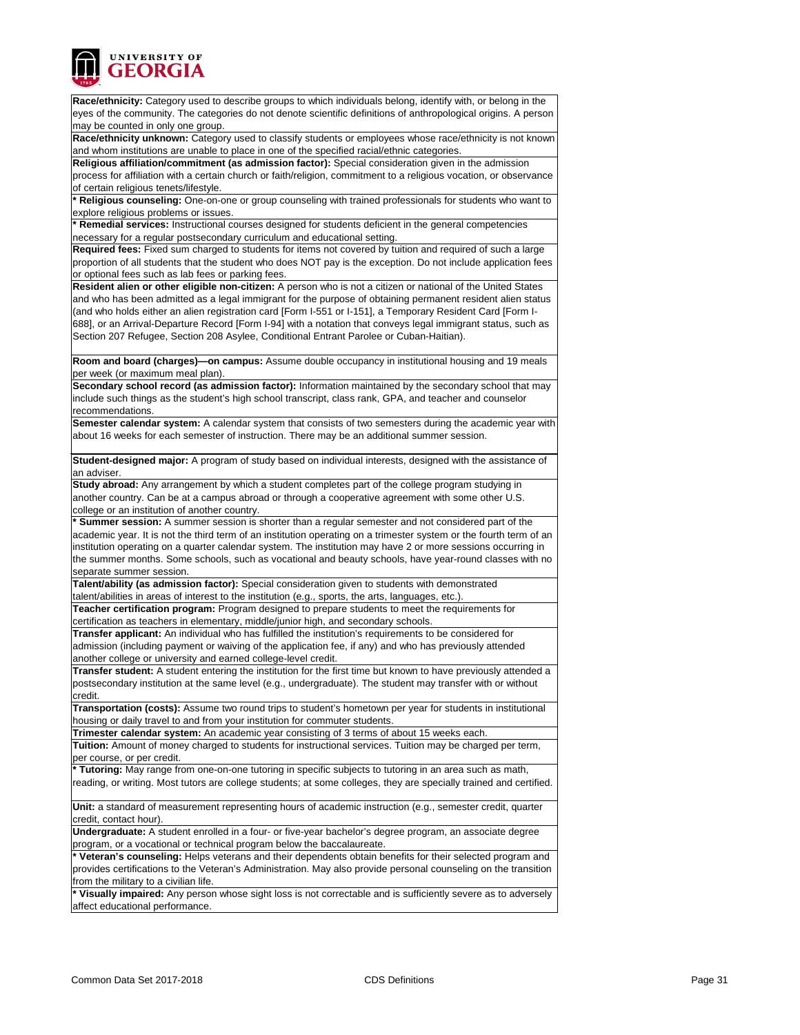**Race/ethnicity:** Category used to describe groups to which individuals belong, identify with, or belong in the eyes of the community. The categories do not denote scientific definitions of anthropological origins. A person may be counted in only one group.

**Race/ethnicity unknown:** Category used to classify students or employees whose race/ethnicity is not known and whom institutions are unable to place in one of the specified racial/ethnic categories.

**Religious affiliation/commitment (as admission factor):** Special consideration given in the admission process for affiliation with a certain church or faith/religion, commitment to a religious vocation, or observance of certain religious tenets/lifestyle.

* **Religious counseling:** One-on-one or group counseling with trained professionals for students who want to explore religious problems or issues.

* **Remedial services:** Instructional courses designed for students deficient in the general competencies necessary for a regular postsecondary curriculum and educational setting.

**Required fees:** Fixed sum charged to students for items not covered by tuition and required of such a large proportion of all students that the student who does NOT pay is the exception. Do not include application fees or optional fees such as lab fees or parking fees.

**Resident alien or other eligible non-citizen:** A person who is not a citizen or national of the United States and who has been admitted as a legal immigrant for the purpose of obtaining permanent resident alien status (and who holds either an alien registration card [Form I-551 or I-151], a Temporary Resident Card [Form I-688], or an Arrival-Departure Record [Form I-94] with a notation that conveys legal immigrant status, such as Section 207 Refugee, Section 208 Asylee, Conditional Entrant Parolee or Cuban-Haitian).

**Room and board (charges)—on campus:** Assume double occupancy in institutional housing and 19 meals per week (or maximum meal plan).

**Secondary school record (as admission factor):** Information maintained by the secondary school that may include such things as the student's high school transcript, class rank, GPA, and teacher and counselor recommendations.

**Semester calendar system:** A calendar system that consists of two semesters during the academic year with about 16 weeks for each semester of instruction. There may be an additional summer session.

**Student-designed major:** A program of study based on individual interests, designed with the assistance of an adviser.

**Study abroad:** Any arrangement by which a student completes part of the college program studying in another country. Can be at a campus abroad or through a cooperative agreement with some other U.S. college or an institution of another country.

* **Summer session:** A summer session is shorter than a regular semester and not considered part of the academic year. It is not the third term of an institution operating on a trimester system or the fourth term of an institution operating on a quarter calendar system. The institution may have 2 or more sessions occurring in the summer months. Some schools, such as vocational and beauty schools, have year-round classes with no separate summer session.

**Talent/ability (as admission factor):** Special consideration given to students with demonstrated talent/abilities in areas of interest to the institution (e.g., sports, the arts, languages, etc.).

**Teacher certification program:** Program designed to prepare students to meet the requirements for certification as teachers in elementary, middle/junior high, and secondary schools.

**Transfer applicant:** An individual who has fulfilled the institution's requirements to be considered for admission (including payment or waiving of the application fee, if any) and who has previously attended another college or university and earned college-level credit.

**Transfer student:** A student entering the institution for the first time but known to have previously attended a postsecondary institution at the same level (e.g., undergraduate). The student may transfer with or without credit.

**Transportation (costs):** Assume two round trips to student's hometown per year for students in institutional housing or daily travel to and from your institution for commuter students.

**Trimester calendar system:** An academic year consisting of 3 terms of about 15 weeks each.

**Tuition:** Amount of money charged to students for instructional services. Tuition may be charged per term, per course, or per credit.

* **Tutoring:** May range from one-on-one tutoring in specific subjects to tutoring in an area such as math, reading, or writing. Most tutors are college students; at some colleges, they are specially trained and certified.

**Unit:** a standard of measurement representing hours of academic instruction (e.g., semester credit, quarter credit, contact hour).

**Undergraduate:** A student enrolled in a four- or five-year bachelor's degree program, an associate degree program, or a vocational or technical program below the baccalaureate.

* **Veteran's counseling:** Helps veterans and their dependents obtain benefits for their selected program and provides certifications to the Veteran's Administration. May also provide personal counseling on the transition from the military to a civilian life.

* **Visually impaired:** Any person whose sight loss is not correctable and is sufficiently severe as to adversely affect educational performance.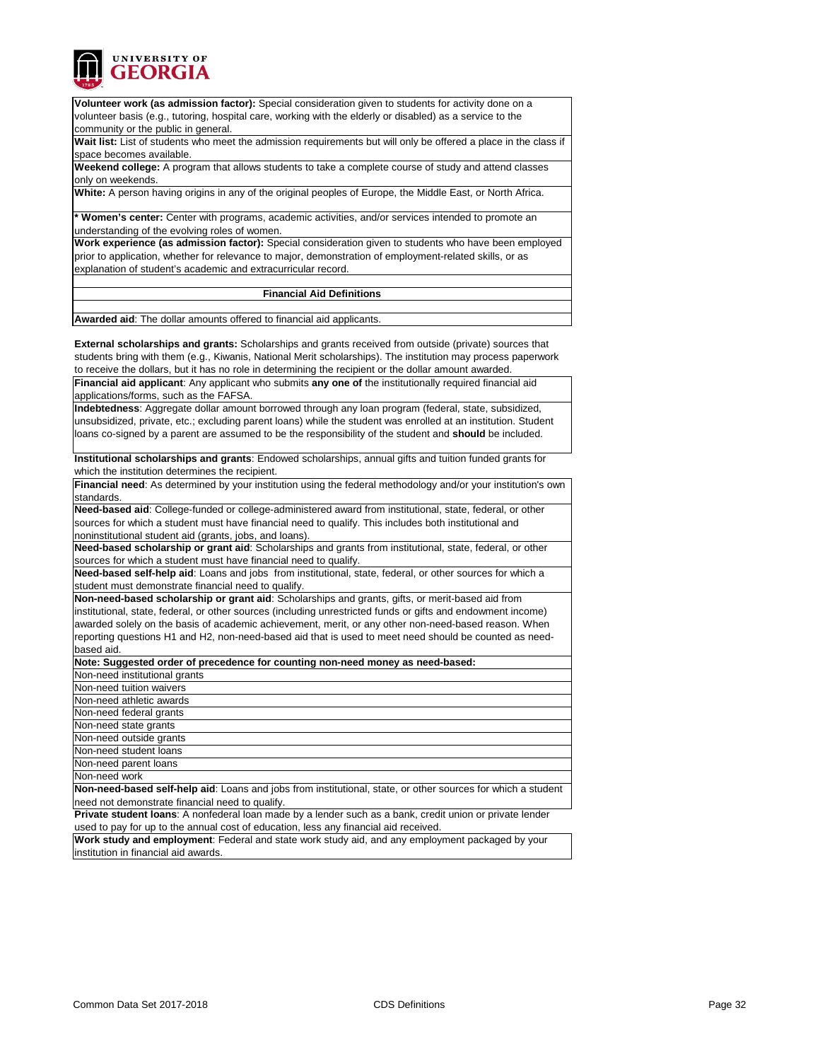**Volunteer work (as admission factor):** Special consideration given to students for activity done on a volunteer basis (e.g., tutoring, hospital care, working with the elderly or disabled) as a service to the community or the public in general.

**Wait list:** List of students who meet the admission requirements but will only be offered a place in the class if space becomes available.

**Weekend college:** A program that allows students to take a complete course of study and attend classes only on weekends.

**White:** A person having origins in any of the original peoples of Europe, the Middle East, or North Africa.

*** Women's center:** Center with programs, academic activities, and/or services intended to promote an understanding of the evolving roles of women.

**Work experience (as admission factor):** Special consideration given to students who have been employed prior to application, whether for relevance to major, demonstration of employment-related skills, or as explanation of student's academic and extracurricular record.

## Financial Aid Definitions

**Awarded aid**: The dollar amounts offered to financial aid applicants.

**External scholarships and grants:** Scholarships and grants received from outside (private) sources that students bring with them (e.g., Kiwanis, National Merit scholarships). The institution may process paperwork to receive the dollars, but it has no role in determining the recipient or the dollar amount awarded.

**Financial aid applicant**: Any applicant who submits **any one of** the institutionally required financial aid applications/forms, such as the FAFSA.

**Indebtedness**: Aggregate dollar amount borrowed through any loan program (federal, state, subsidized, unsubsidized, private, etc.; excluding parent loans) while the student was enrolled at an institution. Student loans co-signed by a parent are assumed to be the responsibility of the student and **should** be included.

**Institutional scholarships and grants**: Endowed scholarships, annual gifts and tuition funded grants for which the institution determines the recipient.

**Financial need**: As determined by your institution using the federal methodology and/or your institution's own standards.

**Need-based aid**: College-funded or college-administered award from institutional, state, federal, or other sources for which a student must have financial need to qualify. This includes both institutional and noninstitutional student aid (grants, jobs, and loans).

**Need-based scholarship or grant aid**: Scholarships and grants from institutional, state, federal, or other sources for which a student must have financial need to qualify.

**Need-based self-help aid**: Loans and jobs from institutional, state, federal, or other sources for which a student must demonstrate financial need to qualify.

**Non-need-based scholarship or grant aid**: Scholarships and grants, gifts, or merit-based aid from institutional, state, federal, or other sources (including unrestricted funds or gifts and endowment income) awarded solely on the basis of academic achievement, merit, or any other non-need-based reason. When reporting questions H1 and H2, non-need-based aid that is used to meet need should be counted as need-based aid.

**Note: Suggested order of precedence for counting non-need money as need-based:**

- Non-need institutional grants
- Non-need tuition waivers
- Non-need athletic awards
- Non-need federal grants
- Non-need state grants
- Non-need outside grants
- Non-need student loans
- Non-need parent loans
- Non-need work

**Non-need-based self-help aid**: Loans and jobs from institutional, state, or other sources for which a student need not demonstrate financial need to qualify.

**Private student loans**: A nonfederal loan made by a lender such as a bank, credit union or private lender used to pay for up to the annual cost of education, less any financial aid received.

**Work study and employment**: Federal and state work study aid, and any employment packaged by your institution in financial aid awards.